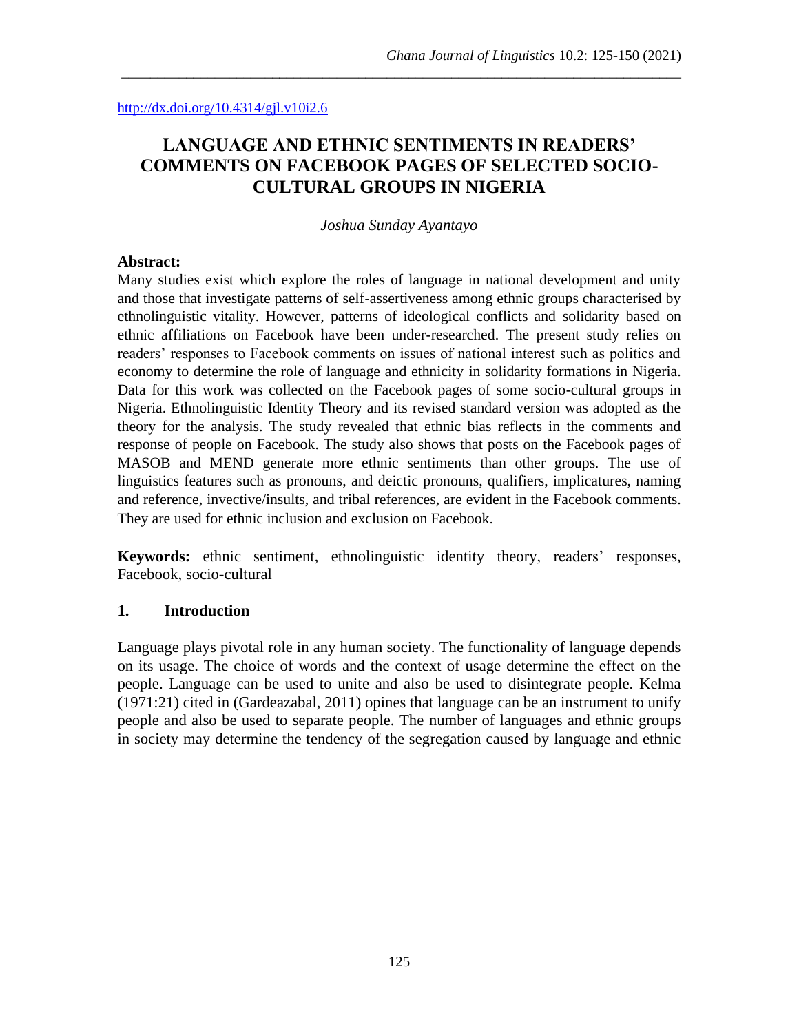http://dx.doi.org/10.4314/gjl.v10i2.6

# LANGUAGE AND ETHNIC SENTIMENTS IN READERS' COMMENTS ON FACEBOOK PAGES OF SELECTED SOCIO-CULTURAL GROUPS IN NIGERIA

*Joshua Sunday Ayantayo*

**Abstract:**

Many studies exist which explore the roles of language in national development and unity and those that investigate patterns of self-assertiveness among ethnic groups characterised by ethnolinguistic vitality. However, patterns of ideological conflicts and solidarity based on ethnic affiliations on Facebook have been under-researched. The present study relies on readers' responses to Facebook comments on issues of national interest such as politics and economy to determine the role of language and ethnicity in solidarity formations in Nigeria. Data for this work was collected on the Facebook pages of some socio-cultural groups in Nigeria. Ethnolinguistic Identity Theory and its revised standard version was adopted as the theory for the analysis. The study revealed that ethnic bias reflects in the comments and response of people on Facebook. The study also shows that posts on the Facebook pages of MASOB and MEND generate more ethnic sentiments than other groups. The use of linguistics features such as pronouns, and deictic pronouns, qualifiers, implicatures, naming and reference, invective/insults, and tribal references, are evident in the Facebook comments. They are used for ethnic inclusion and exclusion on Facebook.

**Keywords:** ethnic sentiment, ethnolinguistic identity theory, readers' responses, Facebook, socio-cultural

## 1. Introduction

Language plays pivotal role in any human society. The functionality of language depends on its usage. The choice of words and the context of usage determine the effect on the people. Language can be used to unite and also be used to disintegrate people. Kelma (1971:21) cited in (Gardeazabal, 2011) opines that language can be an instrument to unify people and also be used to separate people. The number of languages and ethnic groups in society may determine the tendency of the segregation caused by language and ethnic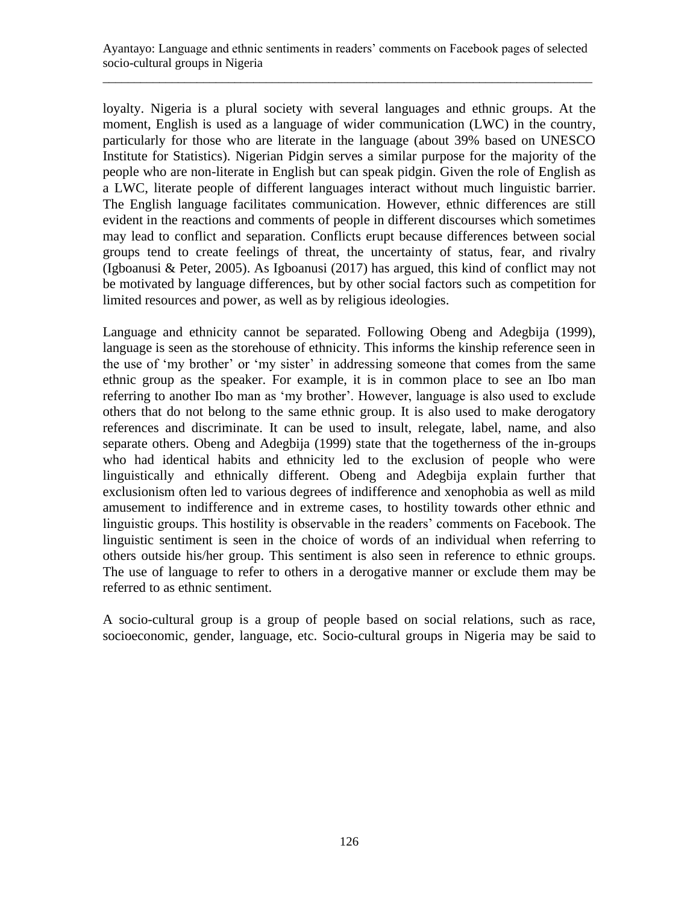loyalty. Nigeria is a plural society with several languages and ethnic groups. At the moment, English is used as a language of wider communication (LWC) in the country, particularly for those who are literate in the language (about 39% based on UNESCO Institute for Statistics). Nigerian Pidgin serves a similar purpose for the majority of the people who are non-literate in English but can speak pidgin. Given the role of English as a LWC, literate people of different languages interact without much linguistic barrier. The English language facilitates communication. However, ethnic differences are still evident in the reactions and comments of people in different discourses which sometimes may lead to conflict and separation. Conflicts erupt because differences between social groups tend to create feelings of threat, the uncertainty of status, fear, and rivalry (Igboanusi & Peter, 2005). As Igboanusi (2017) has argued, this kind of conflict may not be motivated by language differences, but by other social factors such as competition for limited resources and power, as well as by religious ideologies.

Language and ethnicity cannot be separated. Following Obeng and Adegbija (1999), language is seen as the storehouse of ethnicity. This informs the kinship reference seen in the use of 'my brother' or 'my sister' in addressing someone that comes from the same ethnic group as the speaker. For example, it is in common place to see an Ibo man referring to another Ibo man as 'my brother'. However, language is also used to exclude others that do not belong to the same ethnic group. It is also used to make derogatory references and discriminate. It can be used to insult, relegate, label, name, and also separate others. Obeng and Adegbija (1999) state that the togetherness of the in-groups who had identical habits and ethnicity led to the exclusion of people who were linguistically and ethnically different. Obeng and Adegbija explain further that exclusionism often led to various degrees of indifference and xenophobia as well as mild amusement to indifference and in extreme cases, to hostility towards other ethnic and linguistic groups. This hostility is observable in the readers' comments on Facebook. The linguistic sentiment is seen in the choice of words of an individual when referring to others outside his/her group. This sentiment is also seen in reference to ethnic groups. The use of language to refer to others in a derogative manner or exclude them may be referred to as ethnic sentiment.

A socio-cultural group is a group of people based on social relations, such as race, socioeconomic, gender, language, etc. Socio-cultural groups in Nigeria may be said to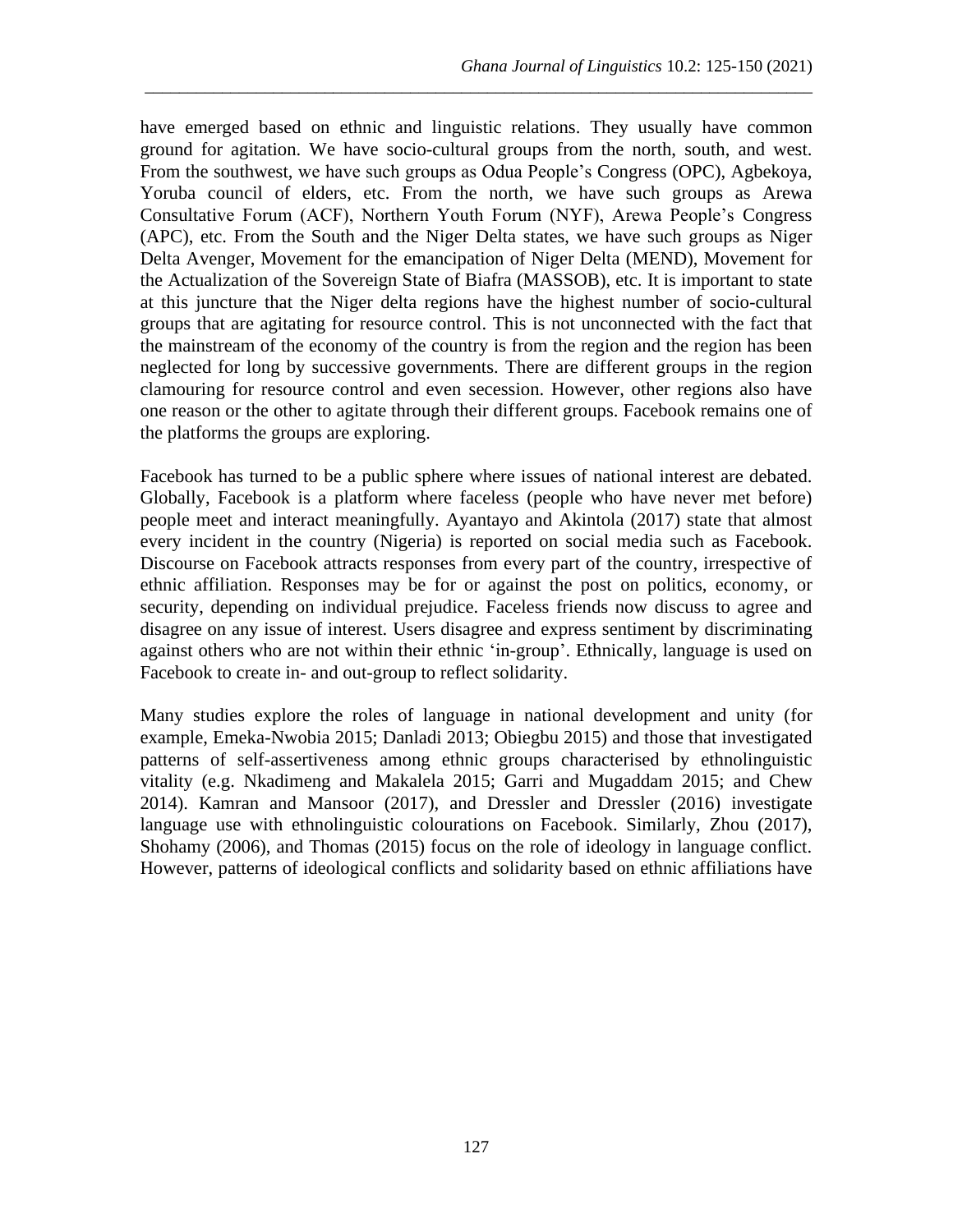have emerged based on ethnic and linguistic relations. They usually have common ground for agitation. We have socio-cultural groups from the north, south, and west. From the southwest, we have such groups as Odua People's Congress (OPC), Agbekoya, Yoruba council of elders, etc. From the north, we have such groups as Arewa Consultative Forum (ACF), Northern Youth Forum (NYF), Arewa People's Congress (APC), etc. From the South and the Niger Delta states, we have such groups as Niger Delta Avenger, Movement for the emancipation of Niger Delta (MEND), Movement for the Actualization of the Sovereign State of Biafra (MASSOB), etc. It is important to state at this juncture that the Niger delta regions have the highest number of socio-cultural groups that are agitating for resource control. This is not unconnected with the fact that the mainstream of the economy of the country is from the region and the region has been neglected for long by successive governments. There are different groups in the region clamouring for resource control and even secession. However, other regions also have one reason or the other to agitate through their different groups. Facebook remains one of the platforms the groups are exploring.

Facebook has turned to be a public sphere where issues of national interest are debated. Globally, Facebook is a platform where faceless (people who have never met before) people meet and interact meaningfully. Ayantayo and Akintola (2017) state that almost every incident in the country (Nigeria) is reported on social media such as Facebook. Discourse on Facebook attracts responses from every part of the country, irrespective of ethnic affiliation. Responses may be for or against the post on politics, economy, or security, depending on individual prejudice. Faceless friends now discuss to agree and disagree on any issue of interest. Users disagree and express sentiment by discriminating against others who are not within their ethnic 'in-group'. Ethnically, language is used on Facebook to create in- and out-group to reflect solidarity.

Many studies explore the roles of language in national development and unity (for example, Emeka-Nwobia 2015; Danladi 2013; Obiegbu 2015) and those that investigated patterns of self-assertiveness among ethnic groups characterised by ethnolinguistic vitality (e.g. Nkadimeng and Makalela 2015; Garri and Mugaddam 2015; and Chew 2014). Kamran and Mansoor (2017), and Dressler and Dressler (2016) investigate language use with ethnolinguistic colourations on Facebook. Similarly, Zhou (2017), Shohamy (2006), and Thomas (2015) focus on the role of ideology in language conflict. However, patterns of ideological conflicts and solidarity based on ethnic affiliations have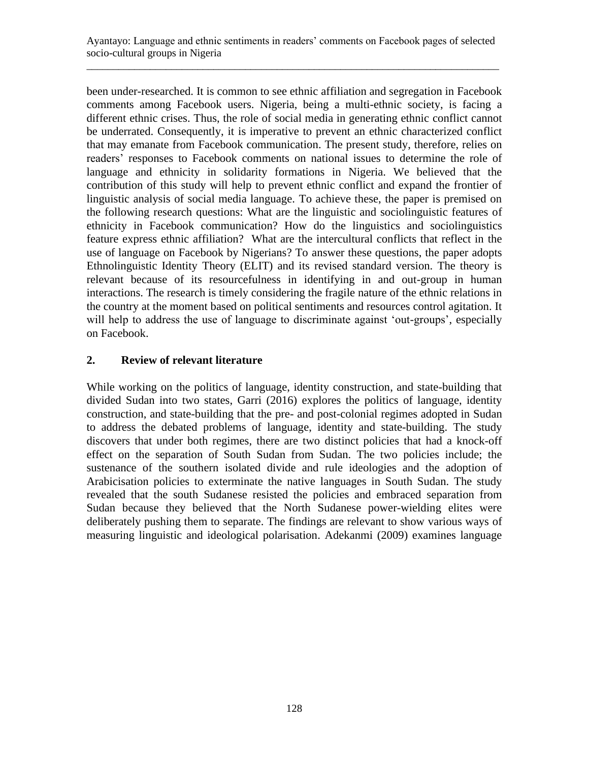been under-researched. It is common to see ethnic affiliation and segregation in Facebook comments among Facebook users. Nigeria, being a multi-ethnic society, is facing a different ethnic crises. Thus, the role of social media in generating ethnic conflict cannot be underrated. Consequently, it is imperative to prevent an ethnic characterized conflict that may emanate from Facebook communication. The present study, therefore, relies on readers' responses to Facebook comments on national issues to determine the role of language and ethnicity in solidarity formations in Nigeria. We believed that the contribution of this study will help to prevent ethnic conflict and expand the frontier of linguistic analysis of social media language. To achieve these, the paper is premised on the following research questions: What are the linguistic and sociolinguistic features of ethnicity in Facebook communication? How do the linguistics and sociolinguistics feature express ethnic affiliation? What are the intercultural conflicts that reflect in the use of language on Facebook by Nigerians? To answer these questions, the paper adopts Ethnolinguistic Identity Theory (ELIT) and its revised standard version. The theory is relevant because of its resourcefulness in identifying in and out-group in human interactions. The research is timely considering the fragile nature of the ethnic relations in the country at the moment based on political sentiments and resources control agitation. It will help to address the use of language to discriminate against 'out-groups', especially on Facebook.

## 2. Review of relevant literature

While working on the politics of language, identity construction, and state-building that divided Sudan into two states, Garri (2016) explores the politics of language, identity construction, and state-building that the pre- and post-colonial regimes adopted in Sudan to address the debated problems of language, identity and state-building. The study discovers that under both regimes, there are two distinct policies that had a knock-off effect on the separation of South Sudan from Sudan. The two policies include; the sustenance of the southern isolated divide and rule ideologies and the adoption of Arabicisation policies to exterminate the native languages in South Sudan. The study revealed that the south Sudanese resisted the policies and embraced separation from Sudan because they believed that the North Sudanese power-wielding elites were deliberately pushing them to separate. The findings are relevant to show various ways of measuring linguistic and ideological polarisation. Adekanmi (2009) examines language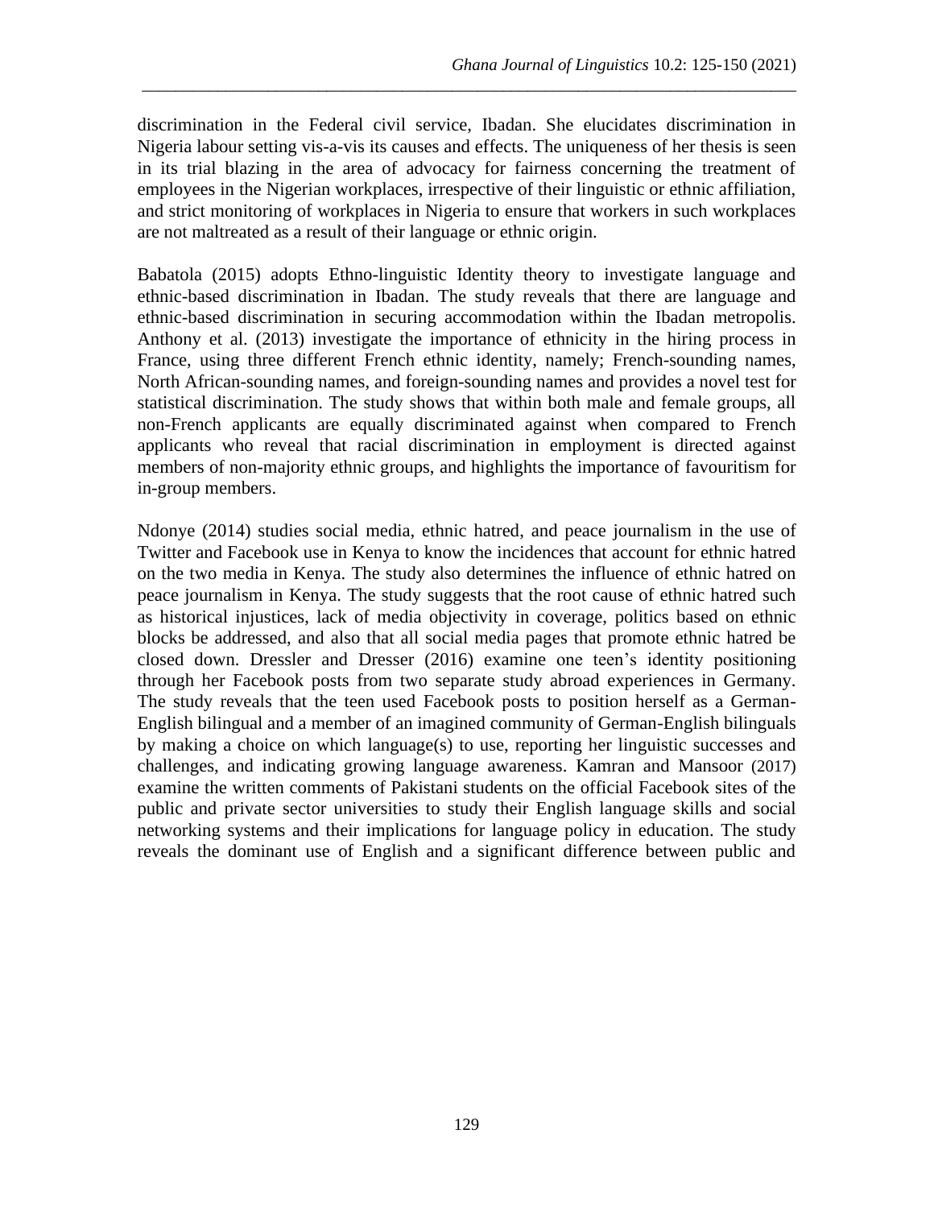discrimination in the Federal civil service, Ibadan. She elucidates discrimination in Nigeria labour setting vis-a-vis its causes and effects. The uniqueness of her thesis is seen in its trial blazing in the area of advocacy for fairness concerning the treatment of employees in the Nigerian workplaces, irrespective of their linguistic or ethnic affiliation, and strict monitoring of workplaces in Nigeria to ensure that workers in such workplaces are not maltreated as a result of their language or ethnic origin.

Babatola (2015) adopts Ethno-linguistic Identity theory to investigate language and ethnic-based discrimination in Ibadan. The study reveals that there are language and ethnic-based discrimination in securing accommodation within the Ibadan metropolis. Anthony et al. (2013) investigate the importance of ethnicity in the hiring process in France, using three different French ethnic identity, namely; French-sounding names, North African-sounding names, and foreign-sounding names and provides a novel test for statistical discrimination. The study shows that within both male and female groups, all non-French applicants are equally discriminated against when compared to French applicants who reveal that racial discrimination in employment is directed against members of non-majority ethnic groups, and highlights the importance of favouritism for in-group members.

Ndonye (2014) studies social media, ethnic hatred, and peace journalism in the use of Twitter and Facebook use in Kenya to know the incidences that account for ethnic hatred on the two media in Kenya. The study also determines the influence of ethnic hatred on peace journalism in Kenya. The study suggests that the root cause of ethnic hatred such as historical injustices, lack of media objectivity in coverage, politics based on ethnic blocks be addressed, and also that all social media pages that promote ethnic hatred be closed down. Dressler and Dresser (2016) examine one teen's identity positioning through her Facebook posts from two separate study abroad experiences in Germany. The study reveals that the teen used Facebook posts to position herself as a German-English bilingual and a member of an imagined community of German-English bilinguals by making a choice on which language(s) to use, reporting her linguistic successes and challenges, and indicating growing language awareness. Kamran and Mansoor (2017) examine the written comments of Pakistani students on the official Facebook sites of the public and private sector universities to study their English language skills and social networking systems and their implications for language policy in education. The study reveals the dominant use of English and a significant difference between public and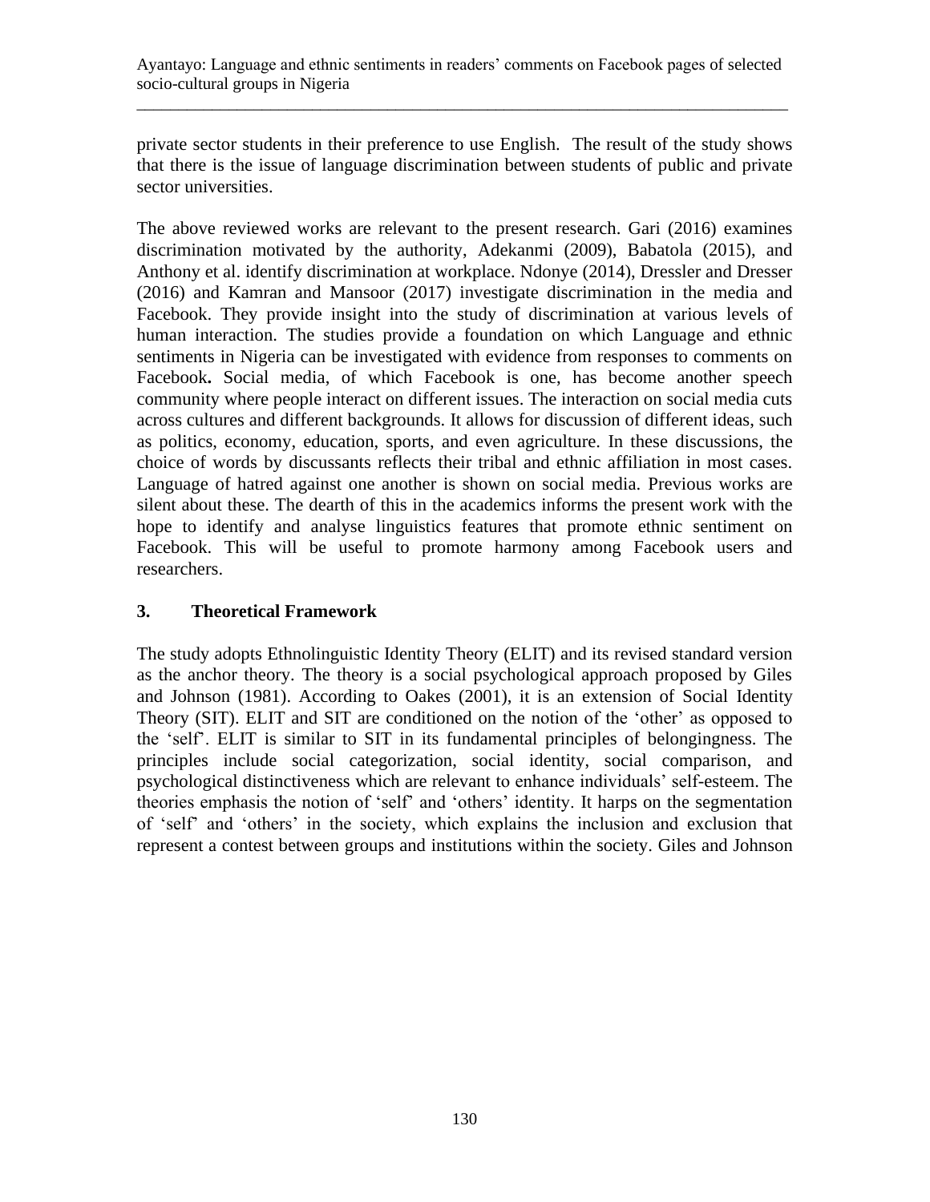private sector students in their preference to use English. The result of the study shows that there is the issue of language discrimination between students of public and private sector universities.

The above reviewed works are relevant to the present research. Gari (2016) examines discrimination motivated by the authority, Adekanmi (2009), Babatola (2015), and Anthony et al. identify discrimination at workplace. Ndonye (2014), Dressler and Dresser (2016) and Kamran and Mansoor (2017) investigate discrimination in the media and Facebook. They provide insight into the study of discrimination at various levels of human interaction. The studies provide a foundation on which Language and ethnic sentiments in Nigeria can be investigated with evidence from responses to comments on Facebook**.** Social media, of which Facebook is one, has become another speech community where people interact on different issues. The interaction on social media cuts across cultures and different backgrounds. It allows for discussion of different ideas, such as politics, economy, education, sports, and even agriculture. In these discussions, the choice of words by discussants reflects their tribal and ethnic affiliation in most cases. Language of hatred against one another is shown on social media. Previous works are silent about these. The dearth of this in the academics informs the present work with the hope to identify and analyse linguistics features that promote ethnic sentiment on Facebook. This will be useful to promote harmony among Facebook users and researchers.

## 3. Theoretical Framework

The study adopts Ethnolinguistic Identity Theory (ELIT) and its revised standard version as the anchor theory. The theory is a social psychological approach proposed by Giles and Johnson (1981). According to Oakes (2001), it is an extension of Social Identity Theory (SIT). ELIT and SIT are conditioned on the notion of the 'other' as opposed to the 'self'. ELIT is similar to SIT in its fundamental principles of belongingness. The principles include social categorization, social identity, social comparison, and psychological distinctiveness which are relevant to enhance individuals' self-esteem. The theories emphasis the notion of 'self' and 'others' identity. It harps on the segmentation of 'self' and 'others' in the society, which explains the inclusion and exclusion that represent a contest between groups and institutions within the society. Giles and Johnson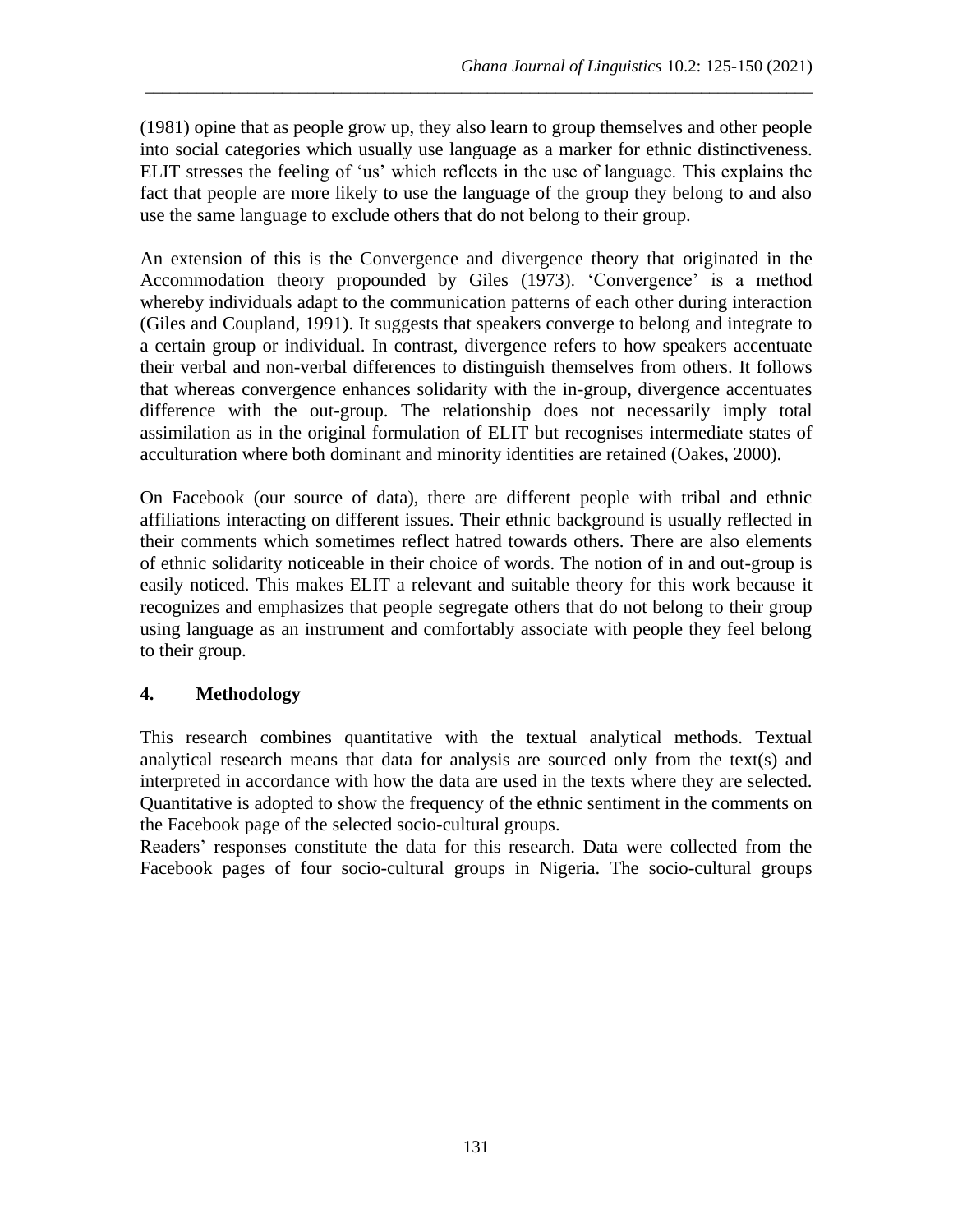(1981) opine that as people grow up, they also learn to group themselves and other people into social categories which usually use language as a marker for ethnic distinctiveness. ELIT stresses the feeling of 'us' which reflects in the use of language. This explains the fact that people are more likely to use the language of the group they belong to and also use the same language to exclude others that do not belong to their group.

An extension of this is the Convergence and divergence theory that originated in the Accommodation theory propounded by Giles (1973). 'Convergence' is a method whereby individuals adapt to the communication patterns of each other during interaction (Giles and Coupland, 1991). It suggests that speakers converge to belong and integrate to a certain group or individual. In contrast, divergence refers to how speakers accentuate their verbal and non-verbal differences to distinguish themselves from others. It follows that whereas convergence enhances solidarity with the in-group, divergence accentuates difference with the out-group. The relationship does not necessarily imply total assimilation as in the original formulation of ELIT but recognises intermediate states of acculturation where both dominant and minority identities are retained (Oakes, 2000).

On Facebook (our source of data), there are different people with tribal and ethnic affiliations interacting on different issues. Their ethnic background is usually reflected in their comments which sometimes reflect hatred towards others. There are also elements of ethnic solidarity noticeable in their choice of words. The notion of in and out-group is easily noticed. This makes ELIT a relevant and suitable theory for this work because it recognizes and emphasizes that people segregate others that do not belong to their group using language as an instrument and comfortably associate with people they feel belong to their group.

## 4. Methodology

This research combines quantitative with the textual analytical methods. Textual analytical research means that data for analysis are sourced only from the text(s) and interpreted in accordance with how the data are used in the texts where they are selected. Quantitative is adopted to show the frequency of the ethnic sentiment in the comments on the Facebook page of the selected socio-cultural groups.

Readers' responses constitute the data for this research. Data were collected from the Facebook pages of four socio-cultural groups in Nigeria. The socio-cultural groups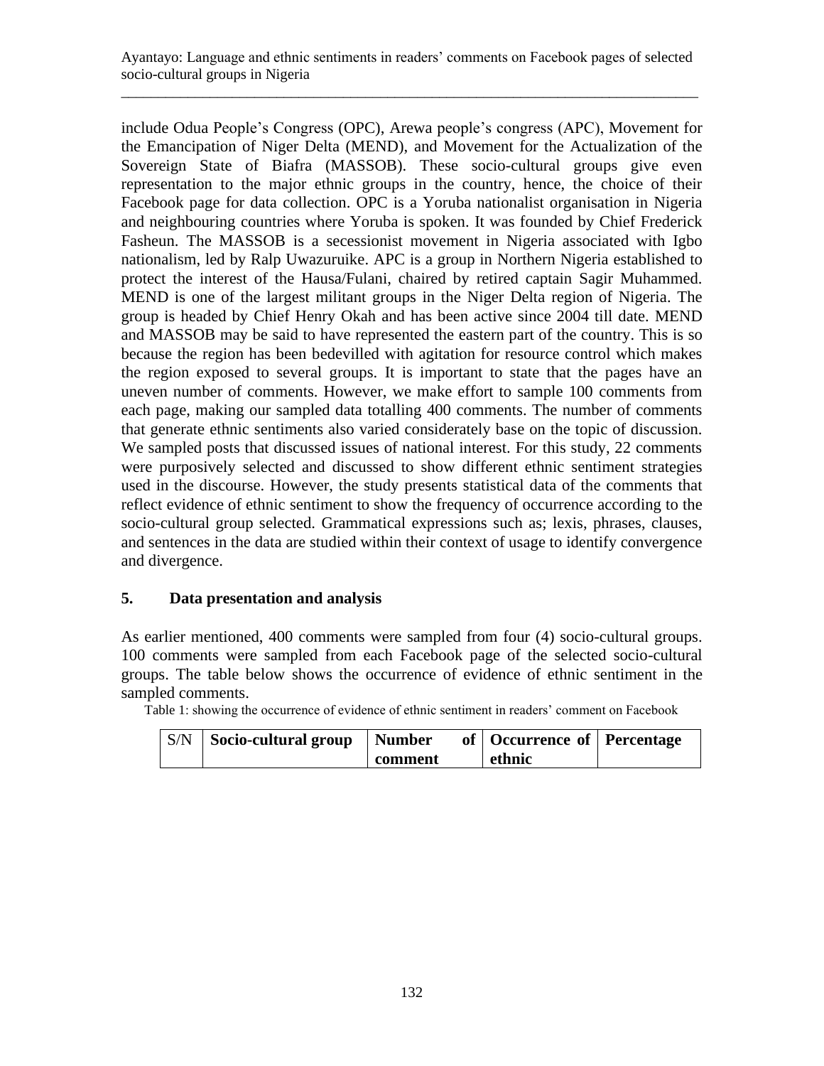include Odua People's Congress (OPC), Arewa people's congress (APC), Movement for the Emancipation of Niger Delta (MEND), and Movement for the Actualization of the Sovereign State of Biafra (MASSOB). These socio-cultural groups give even representation to the major ethnic groups in the country, hence, the choice of their Facebook page for data collection. OPC is a Yoruba nationalist organisation in Nigeria and neighbouring countries where Yoruba is spoken. It was founded by Chief Frederick Fasheun. The MASSOB is a secessionist movement in Nigeria associated with Igbo nationalism, led by Ralp Uwazuruike. APC is a group in Northern Nigeria established to protect the interest of the Hausa/Fulani, chaired by retired captain Sagir Muhammed. MEND is one of the largest militant groups in the Niger Delta region of Nigeria. The group is headed by Chief Henry Okah and has been active since 2004 till date. MEND and MASSOB may be said to have represented the eastern part of the country. This is so because the region has been bedevilled with agitation for resource control which makes the region exposed to several groups. It is important to state that the pages have an uneven number of comments. However, we make effort to sample 100 comments from each page, making our sampled data totalling 400 comments. The number of comments that generate ethnic sentiments also varied considerately base on the topic of discussion. We sampled posts that discussed issues of national interest. For this study, 22 comments were purposively selected and discussed to show different ethnic sentiment strategies used in the discourse. However, the study presents statistical data of the comments that reflect evidence of ethnic sentiment to show the frequency of occurrence according to the socio-cultural group selected. Grammatical expressions such as; lexis, phrases, clauses, and sentences in the data are studied within their context of usage to identify convergence and divergence.

## 5. Data presentation and analysis

As earlier mentioned, 400 comments were sampled from four (4) socio-cultural groups. 100 comments were sampled from each Facebook page of the selected socio-cultural groups. The table below shows the occurrence of evidence of ethnic sentiment in the sampled comments.

Table 1: showing the occurrence of evidence of ethnic sentiment in readers' comment on Facebook

| S/N | Socio-cultural group | Number of comment | Occurrence of ethnic | Percentage |
|---|---|---|---|---|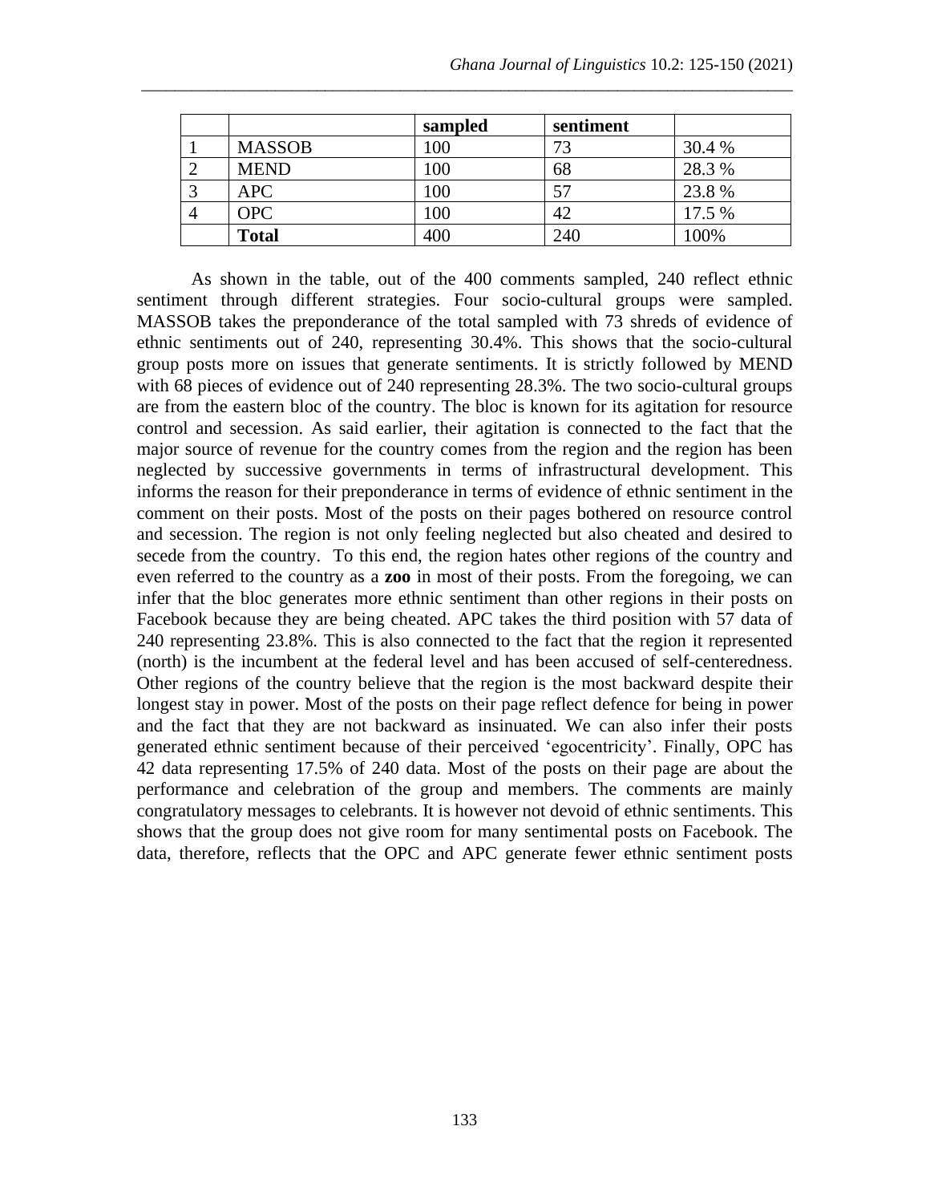|  |  | sampled | sentiment |  |
|---|---|---|---|---|
| 1 | MASSOB | 100 | 73 | 30.4 % |
| 2 | MEND | 100 | 68 | 28.3 % |
| 3 | APC | 100 | 57 | 23.8 % |
| 4 | OPC | 100 | 42 | 17.5 % |
|  | **Total** | 400 | 240 | 100% |

As shown in the table, out of the 400 comments sampled, 240 reflect ethnic sentiment through different strategies. Four socio-cultural groups were sampled. MASSOB takes the preponderance of the total sampled with 73 shreds of evidence of ethnic sentiments out of 240, representing 30.4%. This shows that the socio-cultural group posts more on issues that generate sentiments. It is strictly followed by MEND with 68 pieces of evidence out of 240 representing 28.3%. The two socio-cultural groups are from the eastern bloc of the country. The bloc is known for its agitation for resource control and secession. As said earlier, their agitation is connected to the fact that the major source of revenue for the country comes from the region and the region has been neglected by successive governments in terms of infrastructural development. This informs the reason for their preponderance in terms of evidence of ethnic sentiment in the comment on their posts. Most of the posts on their pages bothered on resource control and secession. The region is not only feeling neglected but also cheated and desired to secede from the country. To this end, the region hates other regions of the country and even referred to the country as a **zoo** in most of their posts. From the foregoing, we can infer that the bloc generates more ethnic sentiment than other regions in their posts on Facebook because they are being cheated. APC takes the third position with 57 data of 240 representing 23.8%. This is also connected to the fact that the region it represented (north) is the incumbent at the federal level and has been accused of self-centeredness. Other regions of the country believe that the region is the most backward despite their longest stay in power. Most of the posts on their page reflect defence for being in power and the fact that they are not backward as insinuated. We can also infer their posts generated ethnic sentiment because of their perceived 'egocentricity'. Finally, OPC has 42 data representing 17.5% of 240 data. Most of the posts on their page are about the performance and celebration of the group and members. The comments are mainly congratulatory messages to celebrants. It is however not devoid of ethnic sentiments. This shows that the group does not give room for many sentimental posts on Facebook. The data, therefore, reflects that the OPC and APC generate fewer ethnic sentiment posts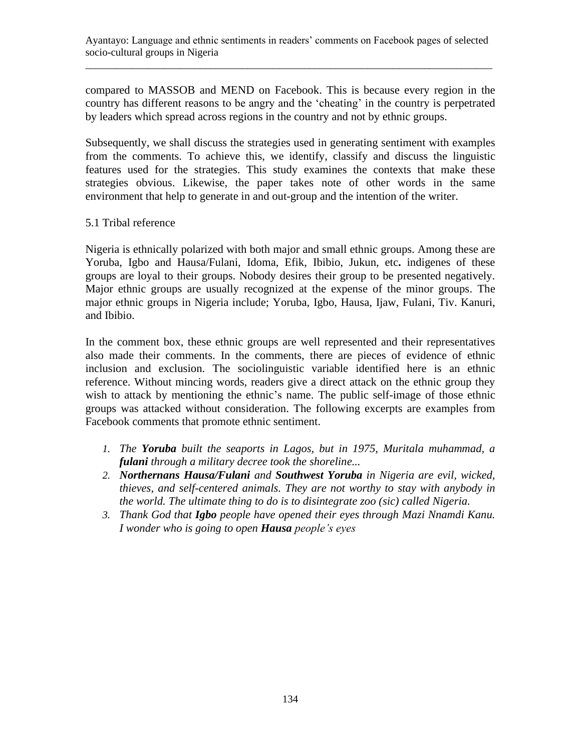compared to MASSOB and MEND on Facebook. This is because every region in the country has different reasons to be angry and the 'cheating' in the country is perpetrated by leaders which spread across regions in the country and not by ethnic groups.

Subsequently, we shall discuss the strategies used in generating sentiment with examples from the comments. To achieve this, we identify, classify and discuss the linguistic features used for the strategies. This study examines the contexts that make these strategies obvious. Likewise, the paper takes note of other words in the same environment that help to generate in and out-group and the intention of the writer.

## 5.1 Tribal reference

Nigeria is ethnically polarized with both major and small ethnic groups. Among these are Yoruba, Igbo and Hausa/Fulani, Idoma, Efik, Ibibio, Jukun, etc**.** indigenes of these groups are loyal to their groups. Nobody desires their group to be presented negatively. Major ethnic groups are usually recognized at the expense of the minor groups. The major ethnic groups in Nigeria include; Yoruba, Igbo, Hausa, Ijaw, Fulani, Tiv. Kanuri, and Ibibio.

In the comment box, these ethnic groups are well represented and their representatives also made their comments. In the comments, there are pieces of evidence of ethnic inclusion and exclusion. The sociolinguistic variable identified here is an ethnic reference. Without mincing words, readers give a direct attack on the ethnic group they wish to attack by mentioning the ethnic's name. The public self-image of those ethnic groups was attacked without consideration. The following excerpts are examples from Facebook comments that promote ethnic sentiment.

1. *The **Yoruba** built the seaports in Lagos, but in 1975, Muritala muhammad, a **fulani** through a military decree took the shoreline...*
2. ***Northernans Hausa/Fulani** and **Southwest Yoruba** in Nigeria are evil, wicked, thieves, and self-centered animals. They are not worthy to stay with anybody in the world. The ultimate thing to do is to disintegrate zoo (sic) called Nigeria.*
3. *Thank God that **Igbo** people have opened their eyes through Mazi Nnamdi Kanu. I wonder who is going to open **Hausa** people's eyes*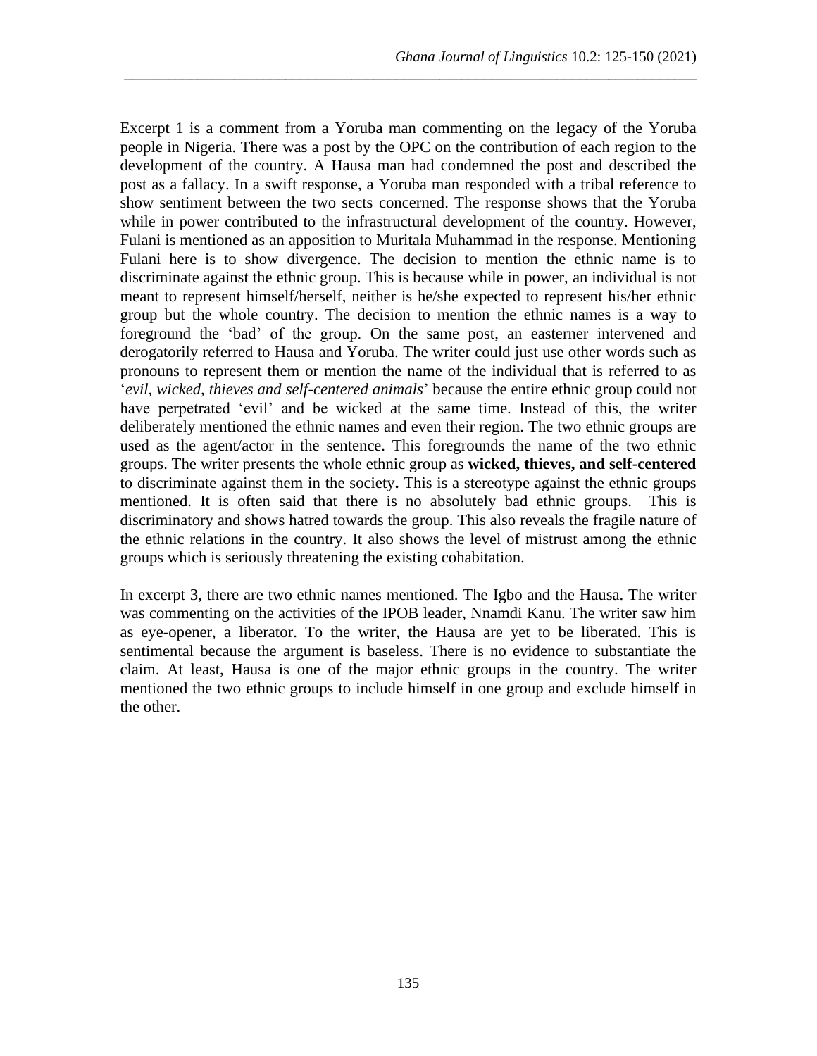Excerpt 1 is a comment from a Yoruba man commenting on the legacy of the Yoruba people in Nigeria. There was a post by the OPC on the contribution of each region to the development of the country. A Hausa man had condemned the post and described the post as a fallacy. In a swift response, a Yoruba man responded with a tribal reference to show sentiment between the two sects concerned. The response shows that the Yoruba while in power contributed to the infrastructural development of the country. However, Fulani is mentioned as an apposition to Muritala Muhammad in the response. Mentioning Fulani here is to show divergence. The decision to mention the ethnic name is to discriminate against the ethnic group. This is because while in power, an individual is not meant to represent himself/herself, neither is he/she expected to represent his/her ethnic group but the whole country. The decision to mention the ethnic names is a way to foreground the 'bad' of the group. On the same post, an easterner intervened and derogatorily referred to Hausa and Yoruba. The writer could just use other words such as pronouns to represent them or mention the name of the individual that is referred to as '*evil, wicked, thieves and self-centered animals*' because the entire ethnic group could not have perpetrated 'evil' and be wicked at the same time. Instead of this, the writer deliberately mentioned the ethnic names and even their region. The two ethnic groups are used as the agent/actor in the sentence. This foregrounds the name of the two ethnic groups. The writer presents the whole ethnic group as **wicked, thieves, and self-centered** to discriminate against them in the society**.** This is a stereotype against the ethnic groups mentioned. It is often said that there is no absolutely bad ethnic groups. This is discriminatory and shows hatred towards the group. This also reveals the fragile nature of the ethnic relations in the country. It also shows the level of mistrust among the ethnic groups which is seriously threatening the existing cohabitation.

In excerpt 3, there are two ethnic names mentioned. The Igbo and the Hausa. The writer was commenting on the activities of the IPOB leader, Nnamdi Kanu. The writer saw him as eye-opener, a liberator. To the writer, the Hausa are yet to be liberated. This is sentimental because the argument is baseless. There is no evidence to substantiate the claim. At least, Hausa is one of the major ethnic groups in the country. The writer mentioned the two ethnic groups to include himself in one group and exclude himself in the other.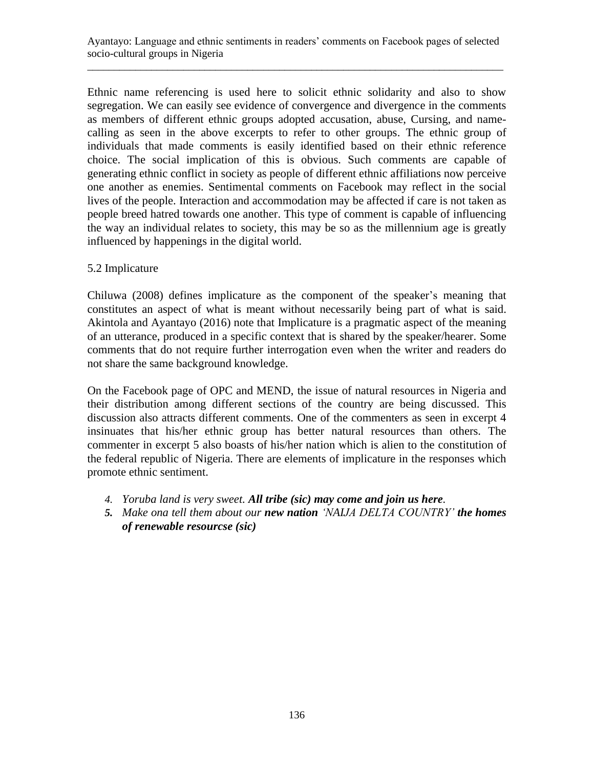Ethnic name referencing is used here to solicit ethnic solidarity and also to show segregation. We can easily see evidence of convergence and divergence in the comments as members of different ethnic groups adopted accusation, abuse, Cursing, and name-calling as seen in the above excerpts to refer to other groups. The ethnic group of individuals that made comments is easily identified based on their ethnic reference choice. The social implication of this is obvious. Such comments are capable of generating ethnic conflict in society as people of different ethnic affiliations now perceive one another as enemies. Sentimental comments on Facebook may reflect in the social lives of the people. Interaction and accommodation may be affected if care is not taken as people breed hatred towards one another. This type of comment is capable of influencing the way an individual relates to society, this may be so as the millennium age is greatly influenced by happenings in the digital world.

### 5.2 Implicature

Chiluwa (2008) defines implicature as the component of the speaker's meaning that constitutes an aspect of what is meant without necessarily being part of what is said. Akintola and Ayantayo (2016) note that Implicature is a pragmatic aspect of the meaning of an utterance, produced in a specific context that is shared by the speaker/hearer. Some comments that do not require further interrogation even when the writer and readers do not share the same background knowledge.

On the Facebook page of OPC and MEND, the issue of natural resources in Nigeria and their distribution among different sections of the country are being discussed. This discussion also attracts different comments. One of the commenters as seen in excerpt 4 insinuates that his/her ethnic group has better natural resources than others. The commenter in excerpt 5 also boasts of his/her nation which is alien to the constitution of the federal republic of Nigeria. There are elements of implicature in the responses which promote ethnic sentiment.

4. *Yoruba land is very sweet. **All tribe (sic) may come and join us here**.*
5. *Make ona tell them about our **new nation** 'NAIJA DELTA COUNTRY' **the homes of renewable resourcse (sic)***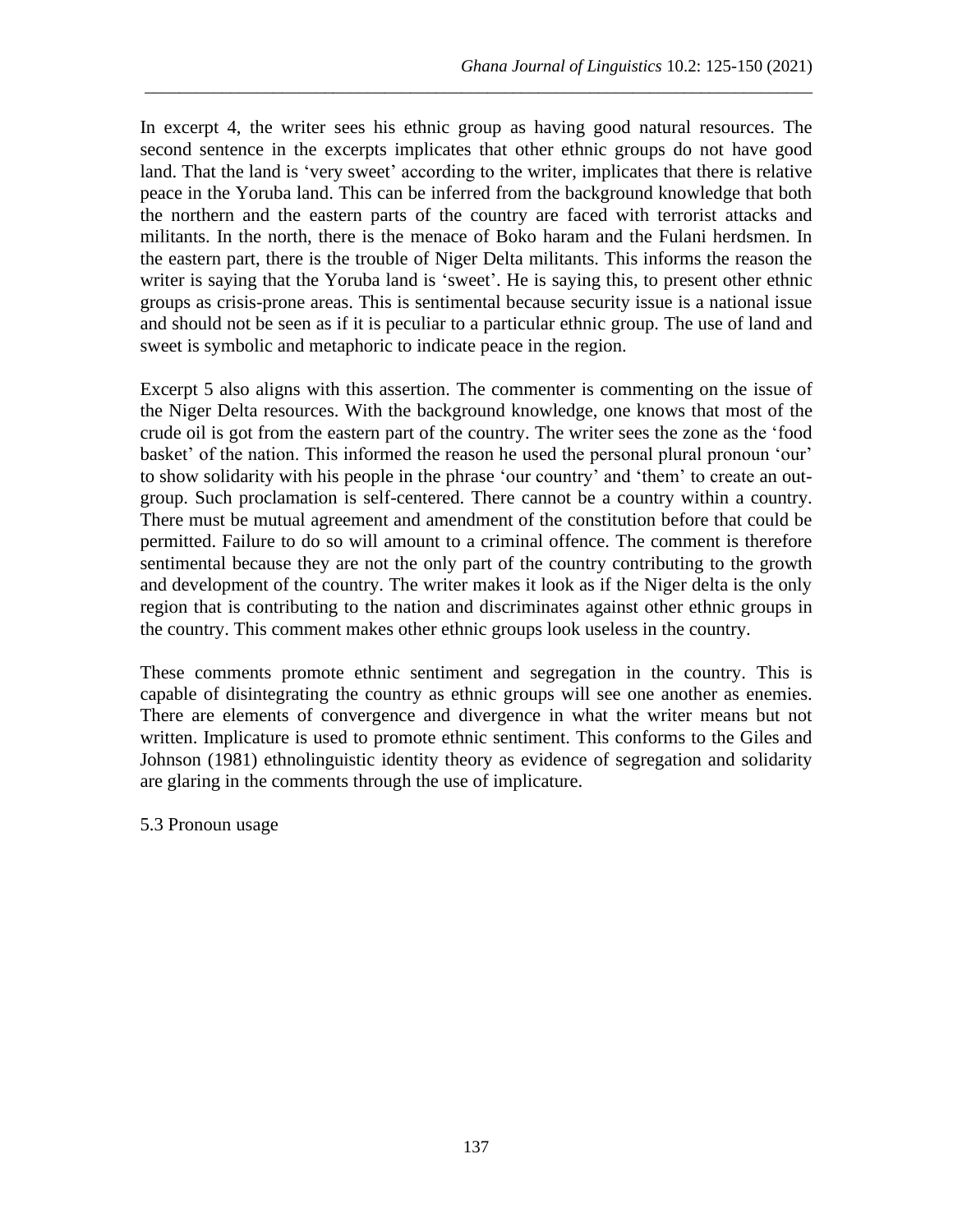In excerpt 4, the writer sees his ethnic group as having good natural resources. The second sentence in the excerpts implicates that other ethnic groups do not have good land. That the land is 'very sweet' according to the writer, implicates that there is relative peace in the Yoruba land. This can be inferred from the background knowledge that both the northern and the eastern parts of the country are faced with terrorist attacks and militants. In the north, there is the menace of Boko haram and the Fulani herdsmen. In the eastern part, there is the trouble of Niger Delta militants. This informs the reason the writer is saying that the Yoruba land is 'sweet'. He is saying this, to present other ethnic groups as crisis-prone areas. This is sentimental because security issue is a national issue and should not be seen as if it is peculiar to a particular ethnic group. The use of land and sweet is symbolic and metaphoric to indicate peace in the region.

Excerpt 5 also aligns with this assertion. The commenter is commenting on the issue of the Niger Delta resources. With the background knowledge, one knows that most of the crude oil is got from the eastern part of the country. The writer sees the zone as the 'food basket' of the nation. This informed the reason he used the personal plural pronoun 'our' to show solidarity with his people in the phrase 'our country' and 'them' to create an out-group. Such proclamation is self-centered. There cannot be a country within a country. There must be mutual agreement and amendment of the constitution before that could be permitted. Failure to do so will amount to a criminal offence. The comment is therefore sentimental because they are not the only part of the country contributing to the growth and development of the country. The writer makes it look as if the Niger delta is the only region that is contributing to the nation and discriminates against other ethnic groups in the country. This comment makes other ethnic groups look useless in the country.

These comments promote ethnic sentiment and segregation in the country. This is capable of disintegrating the country as ethnic groups will see one another as enemies. There are elements of convergence and divergence in what the writer means but not written. Implicature is used to promote ethnic sentiment. This conforms to the Giles and Johnson (1981) ethnolinguistic identity theory as evidence of segregation and solidarity are glaring in the comments through the use of implicature.

### 5.3 Pronoun usage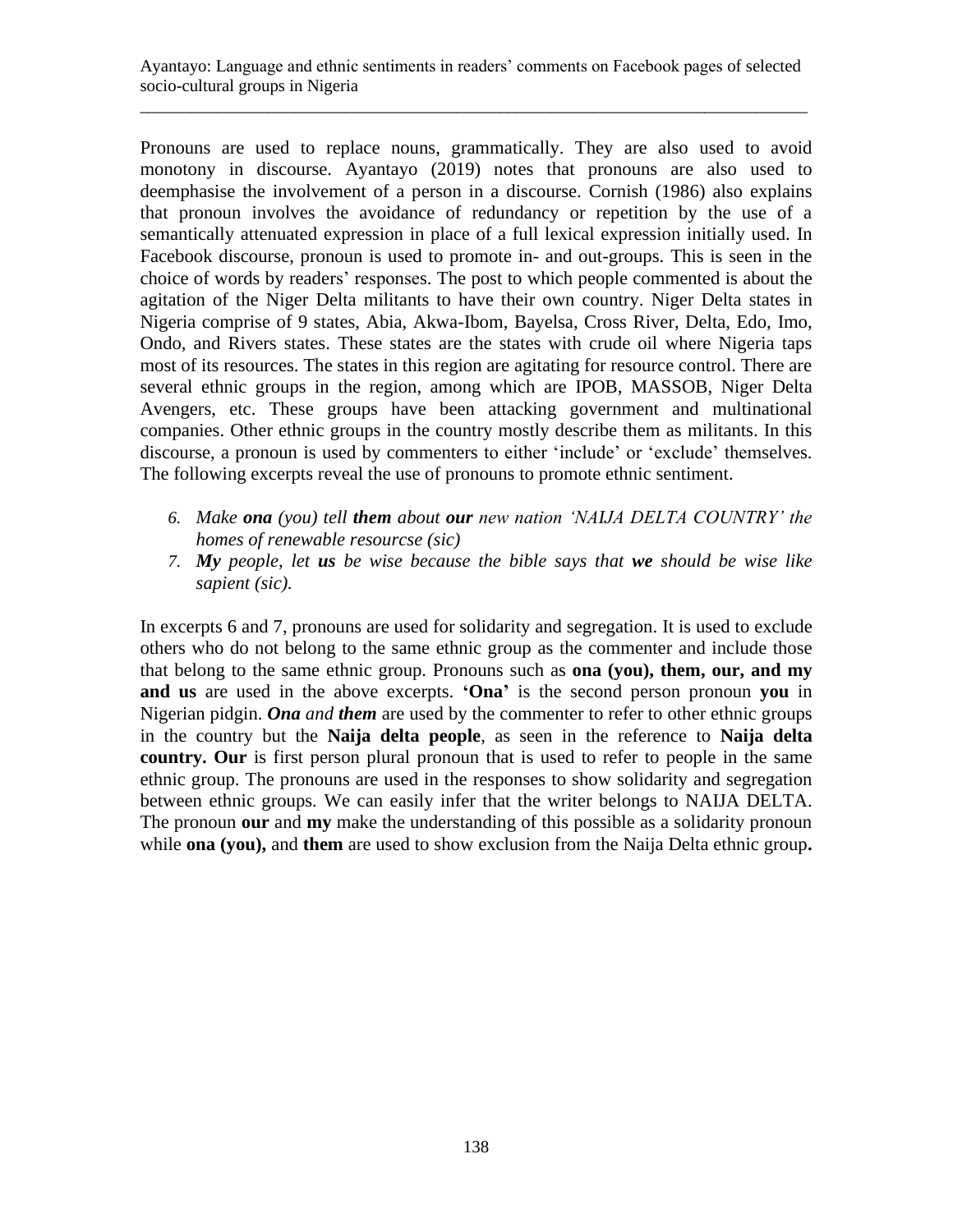Pronouns are used to replace nouns, grammatically. They are also used to avoid monotony in discourse. Ayantayo (2019) notes that pronouns are also used to deemphasise the involvement of a person in a discourse. Cornish (1986) also explains that pronoun involves the avoidance of redundancy or repetition by the use of a semantically attenuated expression in place of a full lexical expression initially used. In Facebook discourse, pronoun is used to promote in- and out-groups. This is seen in the choice of words by readers' responses. The post to which people commented is about the agitation of the Niger Delta militants to have their own country. Niger Delta states in Nigeria comprise of 9 states, Abia, Akwa-Ibom, Bayelsa, Cross River, Delta, Edo, Imo, Ondo, and Rivers states. These states are the states with crude oil where Nigeria taps most of its resources. The states in this region are agitating for resource control. There are several ethnic groups in the region, among which are IPOB, MASSOB, Niger Delta Avengers, etc. These groups have been attacking government and multinational companies. Other ethnic groups in the country mostly describe them as militants. In this discourse, a pronoun is used by commenters to either 'include' or 'exclude' themselves. The following excerpts reveal the use of pronouns to promote ethnic sentiment.

6. *Make **ona** (you) tell **them** about **our** new nation 'NAIJA DELTA COUNTRY' the homes of renewable resourcse (sic)*
7. ***My** people, let **us** be wise because the bible says that **we** should be wise like sapient (sic).*

In excerpts 6 and 7, pronouns are used for solidarity and segregation. It is used to exclude others who do not belong to the same ethnic group as the commenter and include those that belong to the same ethnic group. Pronouns such as **ona (you), them, our, and my and us** are used in the above excerpts. **'Ona'** is the second person pronoun **you** in Nigerian pidgin. ***Ona** and **them*** are used by the commenter to refer to other ethnic groups in the country but the **Naija delta people**, as seen in the reference to **Naija delta country. Our** is first person plural pronoun that is used to refer to people in the same ethnic group. The pronouns are used in the responses to show solidarity and segregation between ethnic groups. We can easily infer that the writer belongs to NAIJA DELTA. The pronoun **our** and **my** make the understanding of this possible as a solidarity pronoun while **ona (you),** and **them** are used to show exclusion from the Naija Delta ethnic group**.**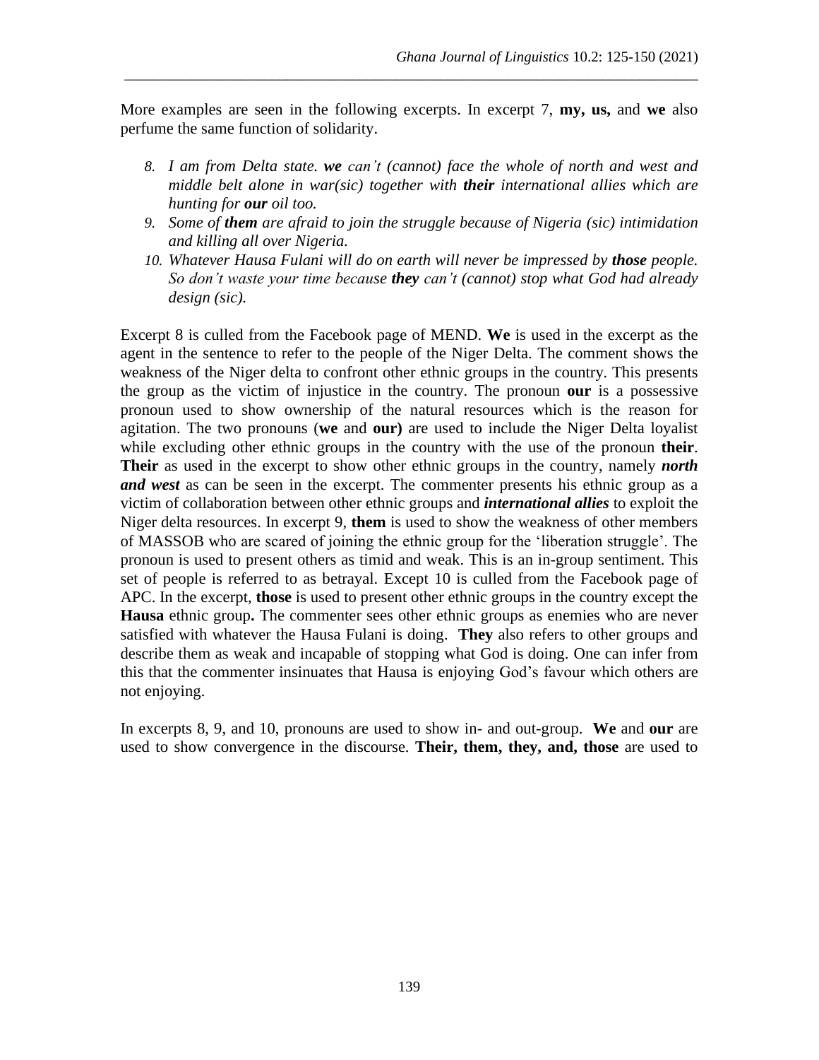More examples are seen in the following excerpts. In excerpt 7, **my, us,** and **we** also perfume the same function of solidarity.

8. *I am from Delta state.* ***we*** *can't (cannot) face the whole of north and west and middle belt alone in war(sic) together with* ***their*** *international allies which are hunting for* ***our*** *oil too.*
9. *Some of* ***them*** *are afraid to join the struggle because of Nigeria (sic) intimidation and killing all over Nigeria.*
10. *Whatever Hausa Fulani will do on earth will never be impressed by* ***those*** *people. So don't waste your time because* ***they*** *can't (cannot) stop what God had already design (sic).*

Excerpt 8 is culled from the Facebook page of MEND. **We** is used in the excerpt as the agent in the sentence to refer to the people of the Niger Delta. The comment shows the weakness of the Niger delta to confront other ethnic groups in the country. This presents the group as the victim of injustice in the country. The pronoun **our** is a possessive pronoun used to show ownership of the natural resources which is the reason for agitation. The two pronouns (**we** and **our)** are used to include the Niger Delta loyalist while excluding other ethnic groups in the country with the use of the pronoun **their**. **Their** as used in the excerpt to show other ethnic groups in the country, namely ***north and west*** as can be seen in the excerpt. The commenter presents his ethnic group as a victim of collaboration between other ethnic groups and ***international allies*** to exploit the Niger delta resources. In excerpt 9, **them** is used to show the weakness of other members of MASSOB who are scared of joining the ethnic group for the 'liberation struggle'. The pronoun is used to present others as timid and weak. This is an in-group sentiment. This set of people is referred to as betrayal. Except 10 is culled from the Facebook page of APC. In the excerpt, **those** is used to present other ethnic groups in the country except the **Hausa** ethnic group**.** The commenter sees other ethnic groups as enemies who are never satisfied with whatever the Hausa Fulani is doing. **They** also refers to other groups and describe them as weak and incapable of stopping what God is doing. One can infer from this that the commenter insinuates that Hausa is enjoying God's favour which others are not enjoying.

In excerpts 8, 9, and 10, pronouns are used to show in- and out-group. **We** and **our** are used to show convergence in the discourse. **Their, them, they, and, those** are used to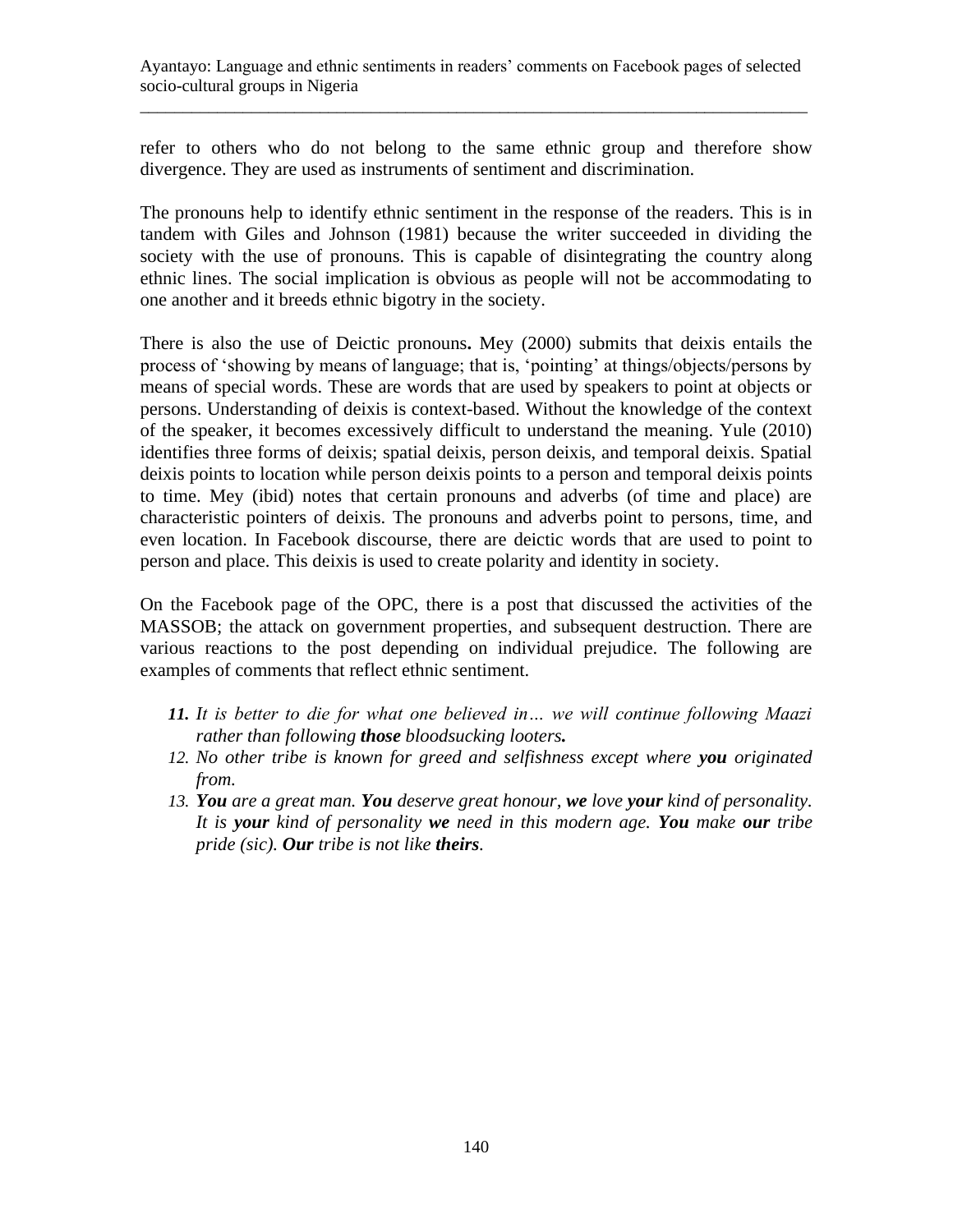refer to others who do not belong to the same ethnic group and therefore show divergence. They are used as instruments of sentiment and discrimination.

The pronouns help to identify ethnic sentiment in the response of the readers. This is in tandem with Giles and Johnson (1981) because the writer succeeded in dividing the society with the use of pronouns. This is capable of disintegrating the country along ethnic lines. The social implication is obvious as people will not be accommodating to one another and it breeds ethnic bigotry in the society.

There is also the use of Deictic pronouns**.** Mey (2000) submits that deixis entails the process of 'showing by means of language; that is, 'pointing' at things/objects/persons by means of special words. These are words that are used by speakers to point at objects or persons. Understanding of deixis is context-based. Without the knowledge of the context of the speaker, it becomes excessively difficult to understand the meaning. Yule (2010) identifies three forms of deixis; spatial deixis, person deixis, and temporal deixis. Spatial deixis points to location while person deixis points to a person and temporal deixis points to time. Mey (ibid) notes that certain pronouns and adverbs (of time and place) are characteristic pointers of deixis. The pronouns and adverbs point to persons, time, and even location. In Facebook discourse, there are deictic words that are used to point to person and place. This deixis is used to create polarity and identity in society.

On the Facebook page of the OPC, there is a post that discussed the activities of the MASSOB; the attack on government properties, and subsequent destruction. There are various reactions to the post depending on individual prejudice. The following are examples of comments that reflect ethnic sentiment.

11. *It is better to die for what one believed in… we will continue following Maazi rather than following* ***those*** *bloodsucking looters.*
12. *No other tribe is known for greed and selfishness except where* ***you*** *originated from.*
13. ***You*** *are a great man.* ***You*** *deserve great honour,* ***we*** *love* ***your*** *kind of personality. It is* ***your*** *kind of personality* ***we*** *need in this modern age.* ***You*** *make* ***our*** *tribe pride (sic).* ***Our*** *tribe is not like* ***theirs****.*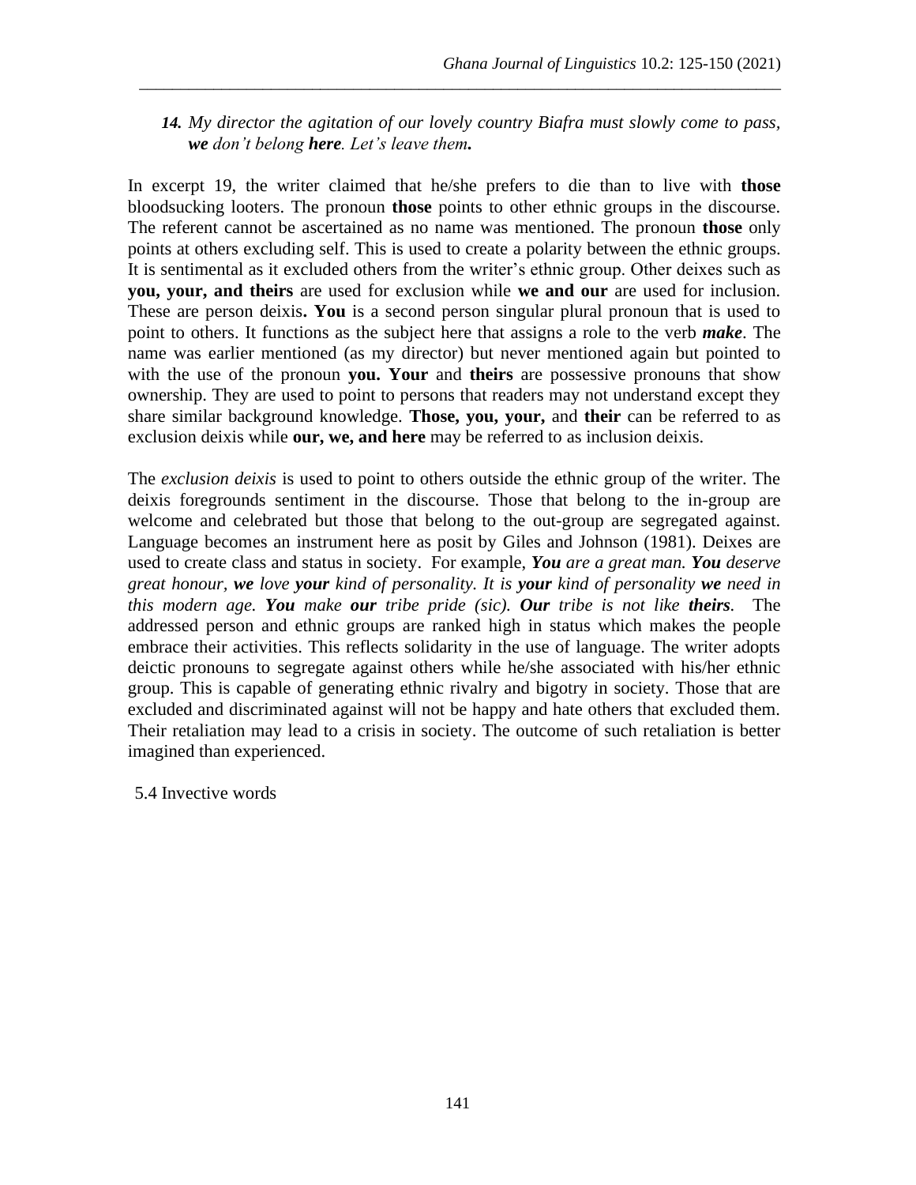*14. My director the agitation of our lovely country Biafra must slowly come to pass, **we** don't belong **here**. Let's leave them.*

In excerpt 19, the writer claimed that he/she prefers to die than to live with **those** bloodsucking looters. The pronoun **those** points to other ethnic groups in the discourse. The referent cannot be ascertained as no name was mentioned. The pronoun **those** only points at others excluding self. This is used to create a polarity between the ethnic groups. It is sentimental as it excluded others from the writer's ethnic group. Other deixes such as **you, your, and theirs** are used for exclusion while **we and our** are used for inclusion. These are person deixis**. You** is a second person singular plural pronoun that is used to point to others. It functions as the subject here that assigns a role to the verb ***make***. The name was earlier mentioned (as my director) but never mentioned again but pointed to with the use of the pronoun **you. Your** and **theirs** are possessive pronouns that show ownership. They are used to point to persons that readers may not understand except they share similar background knowledge. **Those, you, your,** and **their** can be referred to as exclusion deixis while **our, we, and here** may be referred to as inclusion deixis.

The *exclusion deixis* is used to point to others outside the ethnic group of the writer. The deixis foregrounds sentiment in the discourse. Those that belong to the in-group are welcome and celebrated but those that belong to the out-group are segregated against. Language becomes an instrument here as posit by Giles and Johnson (1981). Deixes are used to create class and status in society. For example, ***You*** *are a great man.* ***You*** *deserve great honour,* ***we*** *love* ***your*** *kind of personality. It is* ***your*** *kind of personality* ***we*** *need in this modern age.* ***You*** *make* ***our*** *tribe pride (sic).* ***Our*** *tribe is not like* ***theirs****.* The addressed person and ethnic groups are ranked high in status which makes the people embrace their activities. This reflects solidarity in the use of language. The writer adopts deictic pronouns to segregate against others while he/she associated with his/her ethnic group. This is capable of generating ethnic rivalry and bigotry in society. Those that are excluded and discriminated against will not be happy and hate others that excluded them. Their retaliation may lead to a crisis in society. The outcome of such retaliation is better imagined than experienced.

### 5.4 Invective words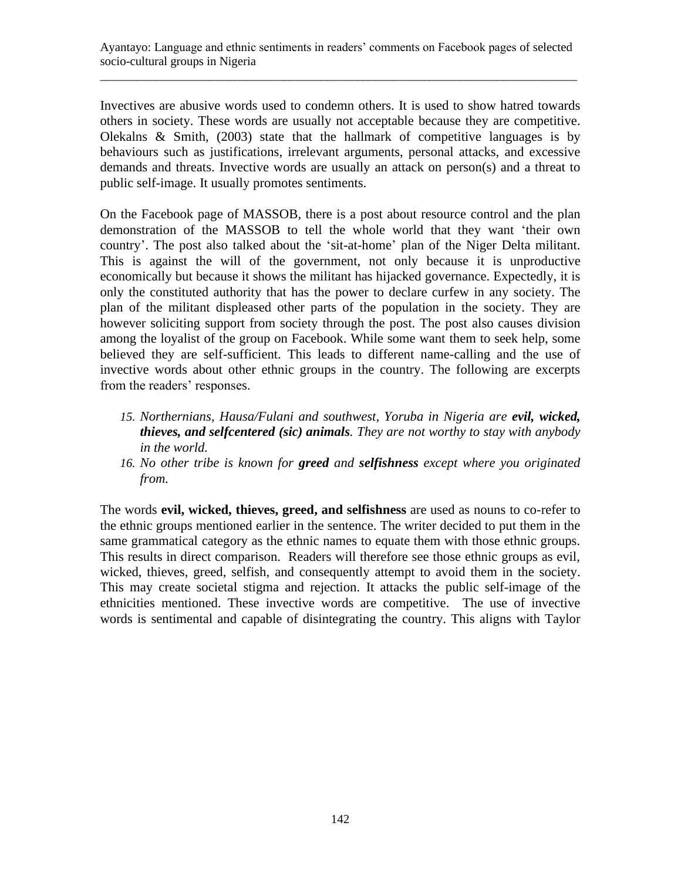Invectives are abusive words used to condemn others. It is used to show hatred towards others in society. These words are usually not acceptable because they are competitive. Olekalns & Smith, (2003) state that the hallmark of competitive languages is by behaviours such as justifications, irrelevant arguments, personal attacks, and excessive demands and threats. Invective words are usually an attack on person(s) and a threat to public self-image. It usually promotes sentiments.

On the Facebook page of MASSOB, there is a post about resource control and the plan demonstration of the MASSOB to tell the whole world that they want 'their own country'. The post also talked about the 'sit-at-home' plan of the Niger Delta militant. This is against the will of the government, not only because it is unproductive economically but because it shows the militant has hijacked governance. Expectedly, it is only the constituted authority that has the power to declare curfew in any society. The plan of the militant displeased other parts of the population in the society. They are however soliciting support from society through the post. The post also causes division among the loyalist of the group on Facebook. While some want them to seek help, some believed they are self-sufficient. This leads to different name-calling and the use of invective words about other ethnic groups in the country. The following are excerpts from the readers' responses.

15. *Northernians, Hausa/Fulani and southwest, Yoruba in Nigeria are **evil, wicked, thieves, and selfcentered (sic) animals**. They are not worthy to stay with anybody in the world.*
16. *No other tribe is known for **greed** and **selfishness** except where you originated from.*

The words **evil, wicked, thieves, greed, and selfishness** are used as nouns to co-refer to the ethnic groups mentioned earlier in the sentence. The writer decided to put them in the same grammatical category as the ethnic names to equate them with those ethnic groups. This results in direct comparison. Readers will therefore see those ethnic groups as evil, wicked, thieves, greed, selfish, and consequently attempt to avoid them in the society. This may create societal stigma and rejection. It attacks the public self-image of the ethnicities mentioned. These invective words are competitive. The use of invective words is sentimental and capable of disintegrating the country. This aligns with Taylor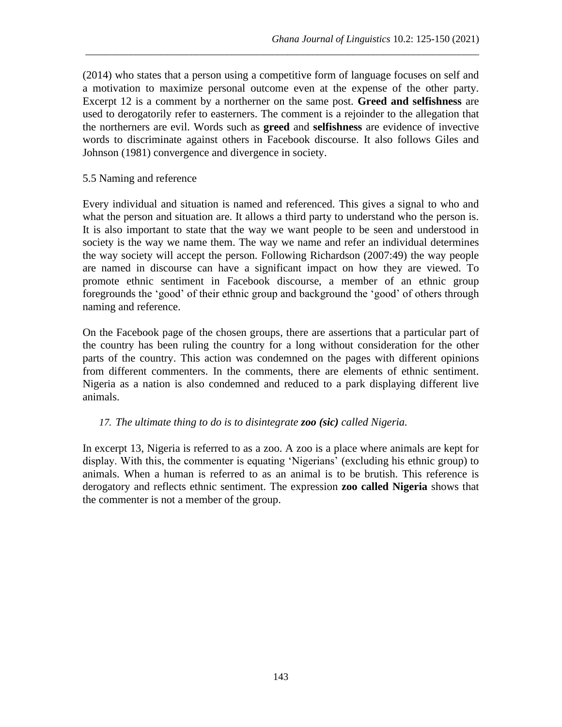(2014) who states that a person using a competitive form of language focuses on self and a motivation to maximize personal outcome even at the expense of the other party. Excerpt 12 is a comment by a northerner on the same post. **Greed and selfishness** are used to derogatorily refer to easterners. The comment is a rejoinder to the allegation that the northerners are evil. Words such as **greed** and **selfishness** are evidence of invective words to discriminate against others in Facebook discourse. It also follows Giles and Johnson (1981) convergence and divergence in society.

### 5.5 Naming and reference

Every individual and situation is named and referenced. This gives a signal to who and what the person and situation are. It allows a third party to understand who the person is. It is also important to state that the way we want people to be seen and understood in society is the way we name them. The way we name and refer an individual determines the way society will accept the person. Following Richardson (2007:49) the way people are named in discourse can have a significant impact on how they are viewed. To promote ethnic sentiment in Facebook discourse, a member of an ethnic group foregrounds the 'good' of their ethnic group and background the 'good' of others through naming and reference.

On the Facebook page of the chosen groups, there are assertions that a particular part of the country has been ruling the country for a long without consideration for the other parts of the country. This action was condemned on the pages with different opinions from different commenters. In the comments, there are elements of ethnic sentiment. Nigeria as a nation is also condemned and reduced to a park displaying different live animals.

17. *The ultimate thing to do is to disintegrate **zoo (sic)** called Nigeria.*

In excerpt 13, Nigeria is referred to as a zoo. A zoo is a place where animals are kept for display. With this, the commenter is equating 'Nigerians' (excluding his ethnic group) to animals. When a human is referred to as an animal is to be brutish. This reference is derogatory and reflects ethnic sentiment. The expression **zoo called Nigeria** shows that the commenter is not a member of the group.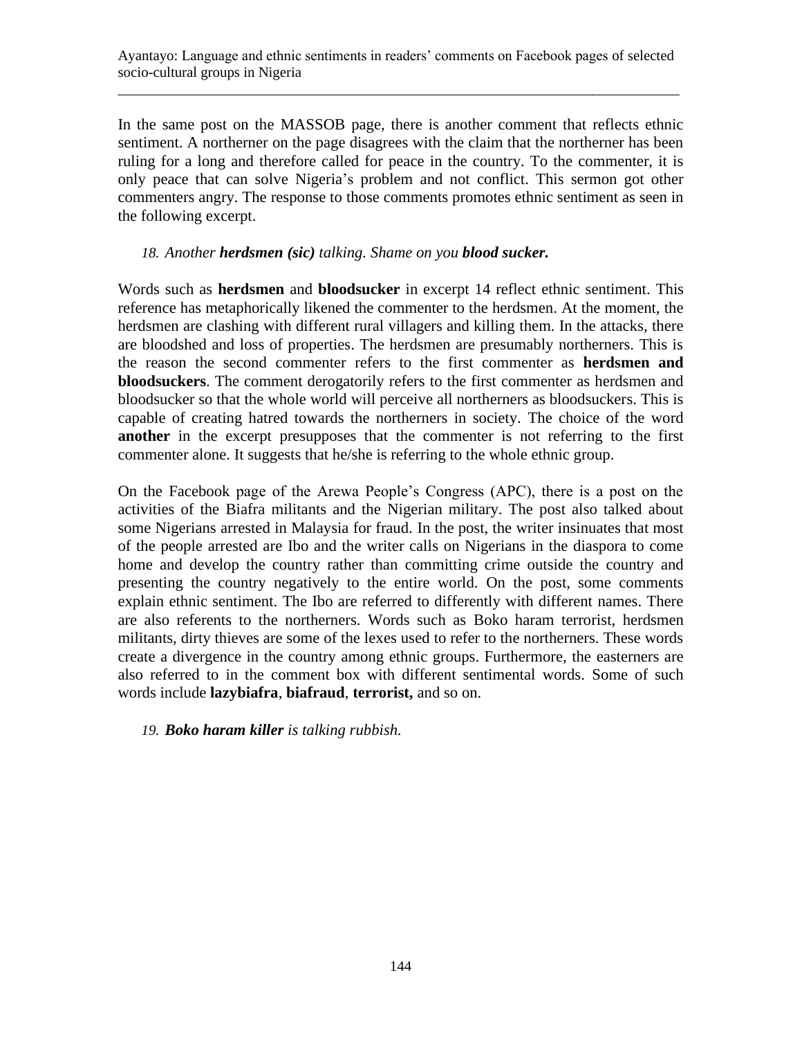In the same post on the MASSOB page, there is another comment that reflects ethnic sentiment. A northerner on the page disagrees with the claim that the northerner has been ruling for a long and therefore called for peace in the country. To the commenter, it is only peace that can solve Nigeria's problem and not conflict. This sermon got other commenters angry. The response to those comments promotes ethnic sentiment as seen in the following excerpt.

18. *Another **herdsmen (sic)** talking. Shame on you **blood sucker.***

Words such as **herdsmen** and **bloodsucker** in excerpt 14 reflect ethnic sentiment. This reference has metaphorically likened the commenter to the herdsmen. At the moment, the herdsmen are clashing with different rural villagers and killing them. In the attacks, there are bloodshed and loss of properties. The herdsmen are presumably northerners. This is the reason the second commenter refers to the first commenter as **herdsmen and bloodsuckers**. The comment derogatorily refers to the first commenter as herdsmen and bloodsucker so that the whole world will perceive all northerners as bloodsuckers. This is capable of creating hatred towards the northerners in society. The choice of the word **another** in the excerpt presupposes that the commenter is not referring to the first commenter alone. It suggests that he/she is referring to the whole ethnic group.

On the Facebook page of the Arewa People's Congress (APC), there is a post on the activities of the Biafra militants and the Nigerian military. The post also talked about some Nigerians arrested in Malaysia for fraud. In the post, the writer insinuates that most of the people arrested are Ibo and the writer calls on Nigerians in the diaspora to come home and develop the country rather than committing crime outside the country and presenting the country negatively to the entire world. On the post, some comments explain ethnic sentiment. The Ibo are referred to differently with different names. There are also referents to the northerners. Words such as Boko haram terrorist, herdsmen militants, dirty thieves are some of the lexes used to refer to the northerners. These words create a divergence in the country among ethnic groups. Furthermore, the easterners are also referred to in the comment box with different sentimental words. Some of such words include **lazybiafra**, **biafraud**, **terrorist,** and so on.

19. ***Boko haram killer** is talking rubbish.*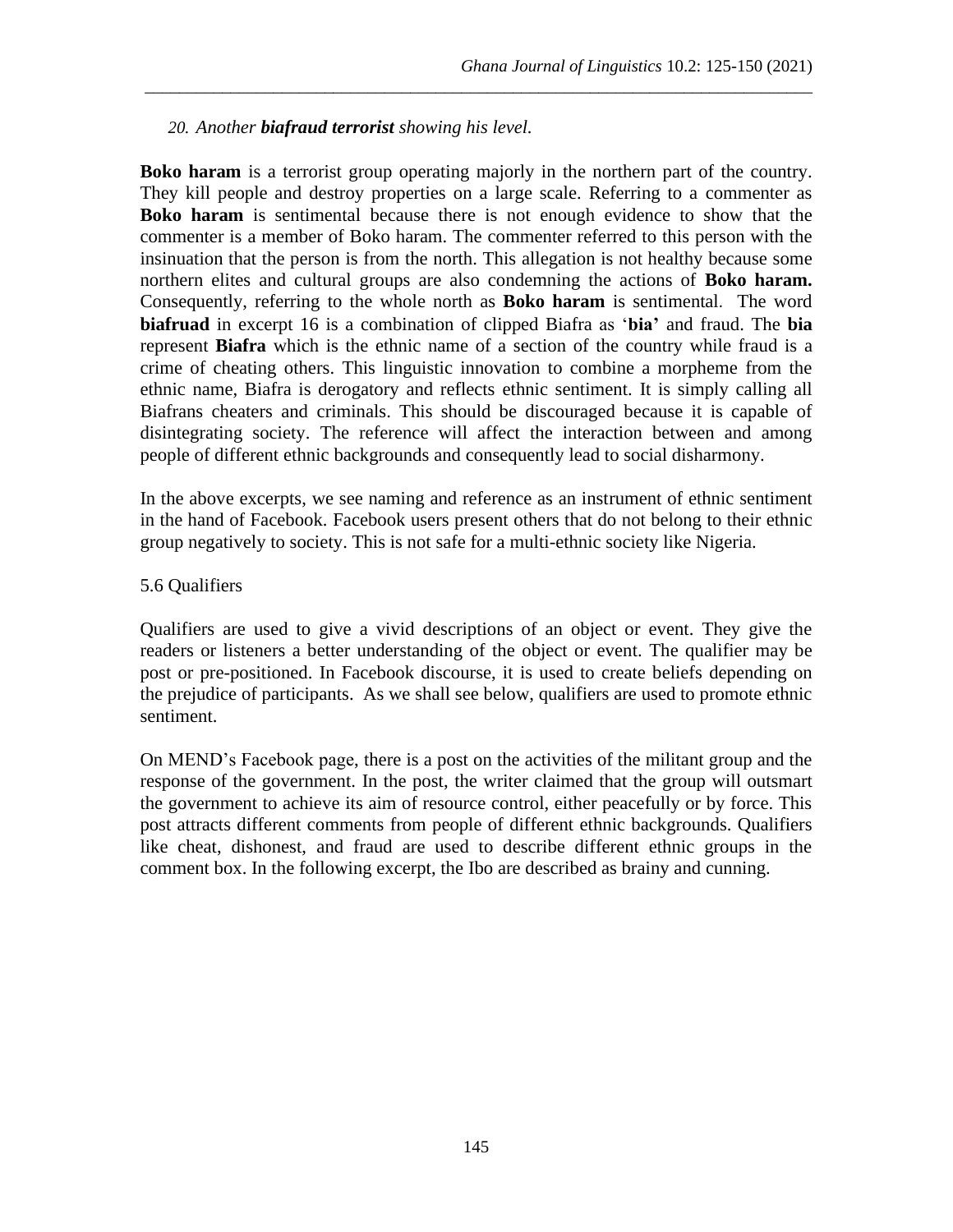20. *Another* ***biafraud terrorist*** *showing his level.*

**Boko haram** is a terrorist group operating majorly in the northern part of the country. They kill people and destroy properties on a large scale. Referring to a commenter as **Boko haram** is sentimental because there is not enough evidence to show that the commenter is a member of Boko haram. The commenter referred to this person with the insinuation that the person is from the north. This allegation is not healthy because some northern elites and cultural groups are also condemning the actions of **Boko haram.** Consequently, referring to the whole north as **Boko haram** is sentimental. The word **biafruad** in excerpt 16 is a combination of clipped Biafra as '**bia'** and fraud. The **bia** represent **Biafra** which is the ethnic name of a section of the country while fraud is a crime of cheating others. This linguistic innovation to combine a morpheme from the ethnic name, Biafra is derogatory and reflects ethnic sentiment. It is simply calling all Biafrans cheaters and criminals. This should be discouraged because it is capable of disintegrating society. The reference will affect the interaction between and among people of different ethnic backgrounds and consequently lead to social disharmony.

In the above excerpts, we see naming and reference as an instrument of ethnic sentiment in the hand of Facebook. Facebook users present others that do not belong to their ethnic group negatively to society. This is not safe for a multi-ethnic society like Nigeria.

### 5.6 Qualifiers

Qualifiers are used to give a vivid descriptions of an object or event. They give the readers or listeners a better understanding of the object or event. The qualifier may be post or pre-positioned. In Facebook discourse, it is used to create beliefs depending on the prejudice of participants. As we shall see below, qualifiers are used to promote ethnic sentiment.

On MEND's Facebook page, there is a post on the activities of the militant group and the response of the government. In the post, the writer claimed that the group will outsmart the government to achieve its aim of resource control, either peacefully or by force. This post attracts different comments from people of different ethnic backgrounds. Qualifiers like cheat, dishonest, and fraud are used to describe different ethnic groups in the comment box. In the following excerpt, the Ibo are described as brainy and cunning.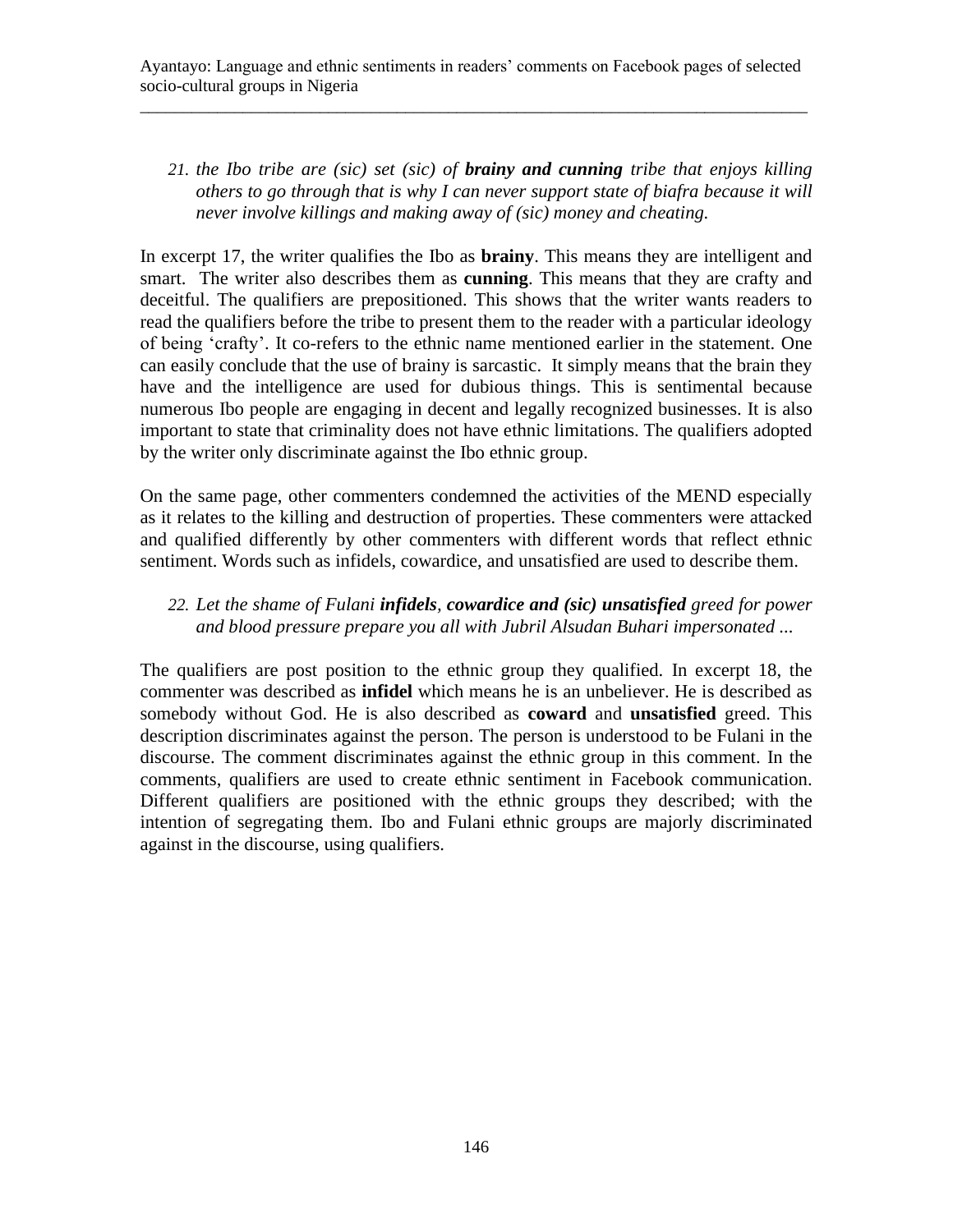21. *the Ibo tribe are (sic) set (sic) of **brainy and cunning** tribe that enjoys killing others to go through that is why I can never support state of biafra because it will never involve killings and making away of (sic) money and cheating.*

In excerpt 17, the writer qualifies the Ibo as **brainy**. This means they are intelligent and smart. The writer also describes them as **cunning**. This means that they are crafty and deceitful. The qualifiers are prepositioned. This shows that the writer wants readers to read the qualifiers before the tribe to present them to the reader with a particular ideology of being 'crafty'. It co-refers to the ethnic name mentioned earlier in the statement. One can easily conclude that the use of brainy is sarcastic. It simply means that the brain they have and the intelligence are used for dubious things. This is sentimental because numerous Ibo people are engaging in decent and legally recognized businesses. It is also important to state that criminality does not have ethnic limitations. The qualifiers adopted by the writer only discriminate against the Ibo ethnic group.

On the same page, other commenters condemned the activities of the MEND especially as it relates to the killing and destruction of properties. These commenters were attacked and qualified differently by other commenters with different words that reflect ethnic sentiment. Words such as infidels, cowardice, and unsatisfied are used to describe them.

22. *Let the shame of Fulani **infidels**, **cowardice and (sic) unsatisfied** greed for power and blood pressure prepare you all with Jubril Alsudan Buhari impersonated ...*

The qualifiers are post position to the ethnic group they qualified. In excerpt 18, the commenter was described as **infidel** which means he is an unbeliever. He is described as somebody without God. He is also described as **coward** and **unsatisfied** greed. This description discriminates against the person. The person is understood to be Fulani in the discourse. The comment discriminates against the ethnic group in this comment. In the comments, qualifiers are used to create ethnic sentiment in Facebook communication. Different qualifiers are positioned with the ethnic groups they described; with the intention of segregating them. Ibo and Fulani ethnic groups are majorly discriminated against in the discourse, using qualifiers.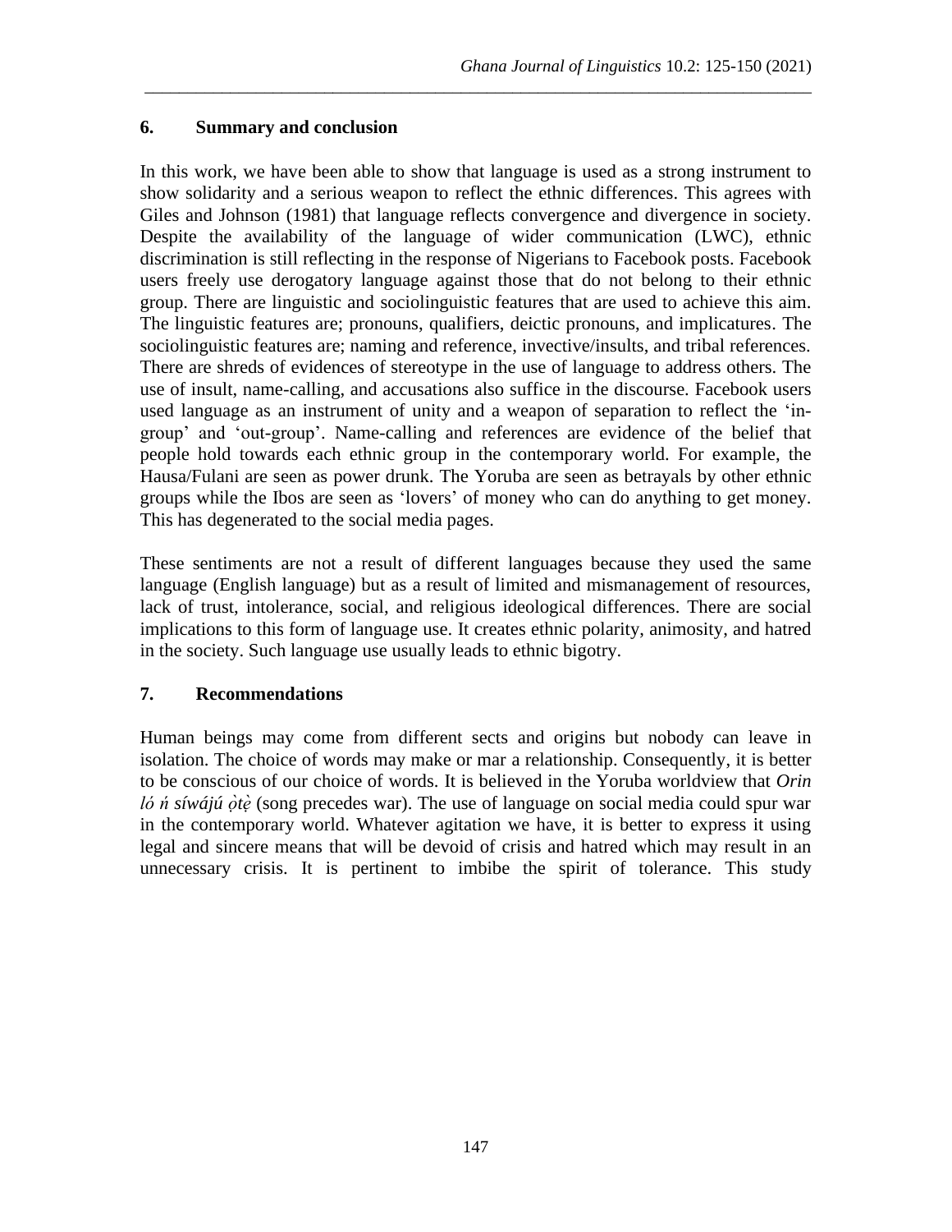## 6. Summary and conclusion

In this work, we have been able to show that language is used as a strong instrument to show solidarity and a serious weapon to reflect the ethnic differences. This agrees with Giles and Johnson (1981) that language reflects convergence and divergence in society. Despite the availability of the language of wider communication (LWC), ethnic discrimination is still reflecting in the response of Nigerians to Facebook posts. Facebook users freely use derogatory language against those that do not belong to their ethnic group. There are linguistic and sociolinguistic features that are used to achieve this aim. The linguistic features are; pronouns, qualifiers, deictic pronouns, and implicatures. The sociolinguistic features are; naming and reference, invective/insults, and tribal references. There are shreds of evidences of stereotype in the use of language to address others. The use of insult, name-calling, and accusations also suffice in the discourse. Facebook users used language as an instrument of unity and a weapon of separation to reflect the 'in-group' and 'out-group'. Name-calling and references are evidence of the belief that people hold towards each ethnic group in the contemporary world. For example, the Hausa/Fulani are seen as power drunk. The Yoruba are seen as betrayals by other ethnic groups while the Ibos are seen as 'lovers' of money who can do anything to get money. This has degenerated to the social media pages.

These sentiments are not a result of different languages because they used the same language (English language) but as a result of limited and mismanagement of resources, lack of trust, intolerance, social, and religious ideological differences. There are social implications to this form of language use. It creates ethnic polarity, animosity, and hatred in the society. Such language use usually leads to ethnic bigotry.

## 7. Recommendations

Human beings may come from different sects and origins but nobody can leave in isolation. The choice of words may make or mar a relationship. Consequently, it is better to be conscious of our choice of words. It is believed in the Yoruba worldview that *Orin ló ń síwájú ọ̀tẹ̀* (song precedes war). The use of language on social media could spur war in the contemporary world. Whatever agitation we have, it is better to express it using legal and sincere means that will be devoid of crisis and hatred which may result in an unnecessary crisis. It is pertinent to imbibe the spirit of tolerance. This study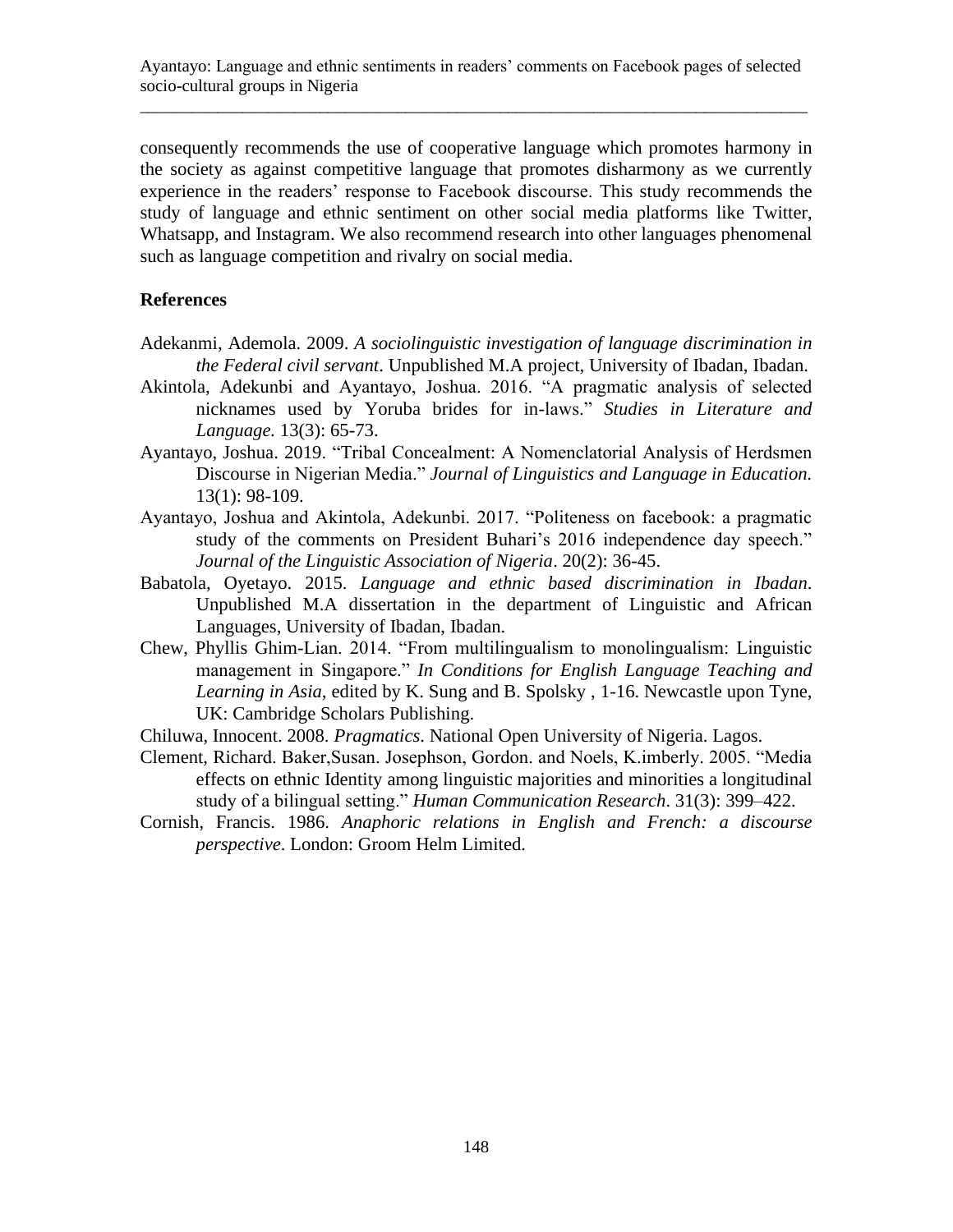consequently recommends the use of cooperative language which promotes harmony in the society as against competitive language that promotes disharmony as we currently experience in the readers' response to Facebook discourse. This study recommends the study of language and ethnic sentiment on other social media platforms like Twitter, Whatsapp, and Instagram. We also recommend research into other languages phenomenal such as language competition and rivalry on social media.

## References

Adekanmi, Ademola. 2009. *A sociolinguistic investigation of language discrimination in the Federal civil servant*. Unpublished M.A project, University of Ibadan, Ibadan.

Akintola, Adekunbi and Ayantayo, Joshua. 2016. "A pragmatic analysis of selected nicknames used by Yoruba brides for in-laws." *Studies in Literature and Language.* 13(3): 65-73.

Ayantayo, Joshua. 2019. "Tribal Concealment: A Nomenclatorial Analysis of Herdsmen Discourse in Nigerian Media." *Journal of Linguistics and Language in Education.* 13(1): 98-109.

Ayantayo, Joshua and Akintola, Adekunbi. 2017. "Politeness on facebook: a pragmatic study of the comments on President Buhari's 2016 independence day speech." *Journal of the Linguistic Association of Nigeria*. 20(2): 36-45.

Babatola, Oyetayo. 2015. *Language and ethnic based discrimination in Ibadan*. Unpublished M.A dissertation in the department of Linguistic and African Languages, University of Ibadan, Ibadan.

Chew, Phyllis Ghim-Lian. 2014. "From multilingualism to monolingualism: Linguistic management in Singapore." *In Conditions for English Language Teaching and Learning in Asia,* edited by K. Sung and B. Spolsky , 1-16. Newcastle upon Tyne, UK: Cambridge Scholars Publishing.

Chiluwa, Innocent. 2008. *Pragmatics*. National Open University of Nigeria. Lagos.

Clement, Richard. Baker,Susan. Josephson, Gordon. and Noels, K.imberly. 2005. "Media effects on ethnic Identity among linguistic majorities and minorities a longitudinal study of a bilingual setting." *Human Communication Research*. 31(3): 399–422.

Cornish, Francis. 1986. *Anaphoric relations in English and French: a discourse perspective*. London: Groom Helm Limited.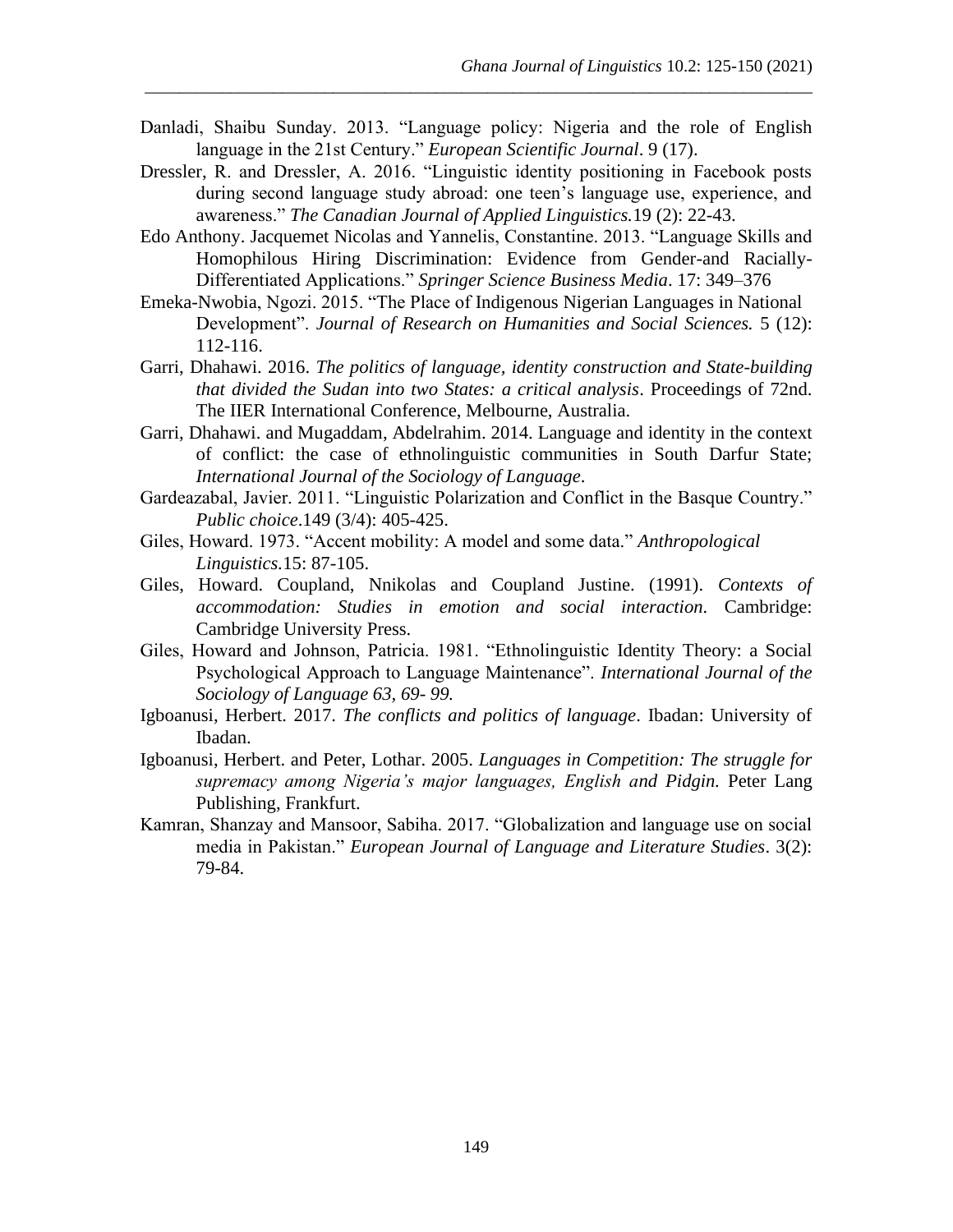Danladi, Shaibu Sunday. 2013. "Language policy: Nigeria and the role of English language in the 21st Century." *European Scientific Journal*. 9 (17).

Dressler, R. and Dressler, A. 2016. "Linguistic identity positioning in Facebook posts during second language study abroad: one teen's language use, experience, and awareness." *The Canadian Journal of Applied Linguistics.*19 (2): 22-43.

Edo Anthony. Jacquemet Nicolas and Yannelis, Constantine. 2013. "Language Skills and Homophilous Hiring Discrimination: Evidence from Gender-and Racially-Differentiated Applications." *Springer Science Business Media*. 17: 349–376

Emeka-Nwobia, Ngozi. 2015. "The Place of Indigenous Nigerian Languages in National Development". *Journal of Research on Humanities and Social Sciences.* 5 (12): 112-116.

Garri, Dhahawi. 2016. *The politics of language, identity construction and State-building that divided the Sudan into two States: a critical analysis*. Proceedings of 72nd. The IIER International Conference, Melbourne, Australia.

Garri, Dhahawi. and Mugaddam, Abdelrahim. 2014. Language and identity in the context of conflict: the case of ethnolinguistic communities in South Darfur State; *International Journal of the Sociology of Language*.

Gardeazabal, Javier. 2011. "Linguistic Polarization and Conflict in the Basque Country." *Public choice*.149 (3/4): 405-425.

Giles, Howard. 1973. "Accent mobility: A model and some data." *Anthropological Linguistics*.15: 87-105.

Giles, Howard. Coupland, Nnikolas and Coupland Justine. (1991). *Contexts of accommodation: Studies in emotion and social interaction*. Cambridge: Cambridge University Press.

Giles, Howard and Johnson, Patricia. 1981. "Ethnolinguistic Identity Theory: a Social Psychological Approach to Language Maintenance". *International Journal of the Sociology of Language 63, 69- 99.*

Igboanusi, Herbert. 2017. *The conflicts and politics of language*. Ibadan: University of Ibadan.

Igboanusi, Herbert. and Peter, Lothar. 2005. *Languages in Competition: The struggle for supremacy among Nigeria's major languages, English and Pidgin.* Peter Lang Publishing, Frankfurt.

Kamran, Shanzay and Mansoor, Sabiha. 2017. "Globalization and language use on social media in Pakistan." *European Journal of Language and Literature Studies*. 3(2): 79-84.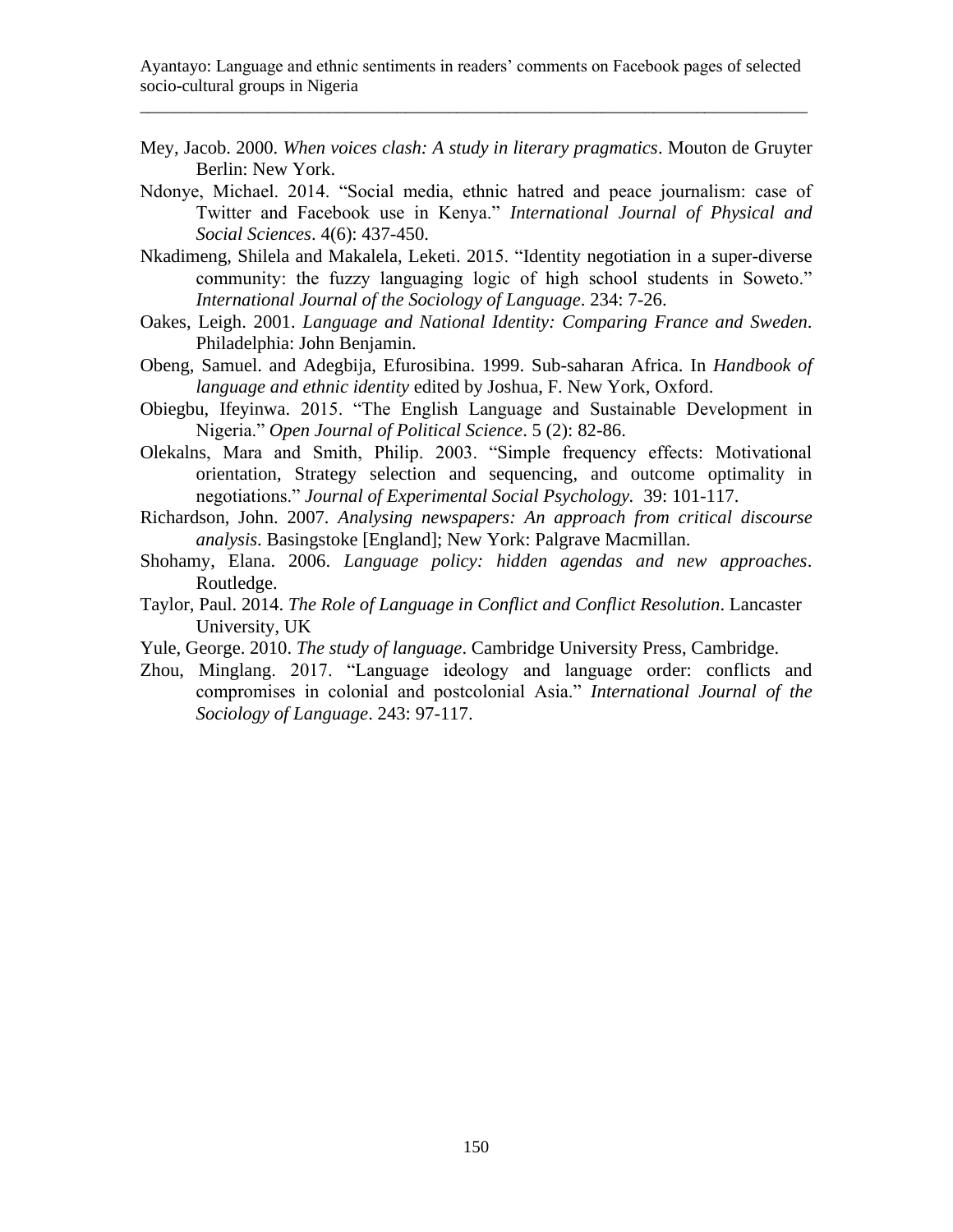Mey, Jacob. 2000. *When voices clash: A study in literary pragmatics*. Mouton de Gruyter Berlin: New York.

Ndonye, Michael. 2014. "Social media, ethnic hatred and peace journalism: case of Twitter and Facebook use in Kenya." *International Journal of Physical and Social Sciences*. 4(6): 437-450.

Nkadimeng, Shilela and Makalela, Leketi. 2015. "Identity negotiation in a super-diverse community: the fuzzy languaging logic of high school students in Soweto." *International Journal of the Sociology of Language*. 234: 7-26.

Oakes, Leigh. 2001. *Language and National Identity: Comparing France and Sweden*. Philadelphia: John Benjamin.

Obeng, Samuel. and Adegbija, Efurosibina. 1999. Sub-saharan Africa. In *Handbook of language and ethnic identity* edited by Joshua, F. New York, Oxford.

Obiegbu, Ifeyinwa. 2015. "The English Language and Sustainable Development in Nigeria." *Open Journal of Political Science*. 5 (2): 82-86.

Olekalns, Mara and Smith, Philip. 2003. "Simple frequency effects: Motivational orientation, Strategy selection and sequencing, and outcome optimality in negotiations." *Journal of Experimental Social Psychology.* 39: 101-117.

Richardson, John. 2007. *Analysing newspapers: An approach from critical discourse analysis*. Basingstoke [England]; New York: Palgrave Macmillan.

Shohamy, Elana. 2006. *Language policy: hidden agendas and new approaches*. Routledge.

Taylor, Paul. 2014. *The Role of Language in Conflict and Conflict Resolution*. Lancaster University, UK

Yule, George. 2010. *The study of language*. Cambridge University Press, Cambridge.

Zhou, Minglang. 2017. "Language ideology and language order: conflicts and compromises in colonial and postcolonial Asia." *International Journal of the Sociology of Language*. 243: 97-117.